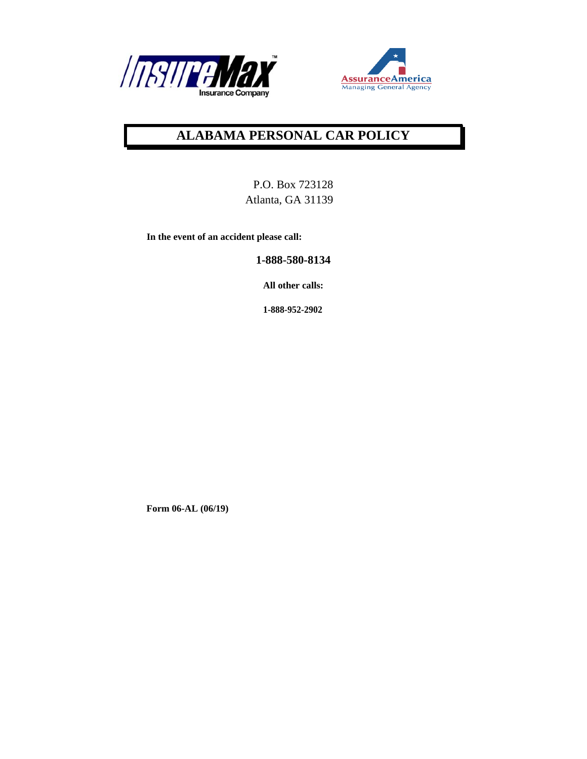InsureMax™ Insurance Company

AssuranceAmerica
Managing General Agency

# ALABAMA PERSONAL CAR POLICY

P.O. Box 723128
Atlanta, GA 31139

**In the event of an accident please call:**

**1-888-580-8134**

**All other calls:**

**1-888-952-2902**

**Form 06-AL (06/19)**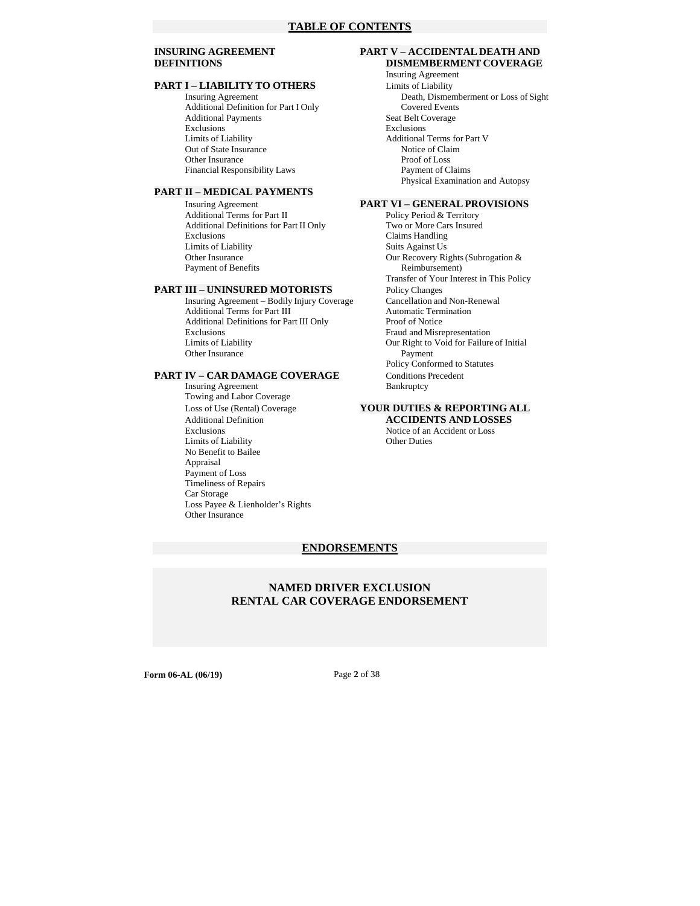# TABLE OF CONTENTS

**INSURING AGREEMENT**
**DEFINITIONS**

**PART I – LIABILITY TO OTHERS**

- Insuring Agreement
- Additional Definition for Part I Only
- Additional Payments
- Exclusions
- Limits of Liability
- Out of State Insurance
- Other Insurance
- Financial Responsibility Laws

**PART II – MEDICAL PAYMENTS**

- Insuring Agreement
- Additional Terms for Part II
- Additional Definitions for Part II Only
- Exclusions
- Limits of Liability
- Other Insurance
- Payment of Benefits

**PART III – UNINSURED MOTORISTS**

- Insuring Agreement – Bodily Injury Coverage
- Additional Terms for Part III
- Additional Definitions for Part III Only
- Exclusions
- Limits of Liability
- Other Insurance

**PART IV – CAR DAMAGE COVERAGE**

- Insuring Agreement
- Towing and Labor Coverage
- Loss of Use (Rental) Coverage
- Additional Definition
- Exclusions
- Limits of Liability
- No Benefit to Bailee
- Appraisal
- Payment of Loss
- Timeliness of Repairs
- Car Storage
- Loss Payee & Lienholder's Rights
- Other Insurance

**PART V – ACCIDENTAL DEATH AND DISMEMBERMENT COVERAGE**

- Insuring Agreement
- Limits of Liability
  - Death, Dismemberment or Loss of Sight
  - Covered Events
- Seat Belt Coverage
- Exclusions
- Additional Terms for Part V
  - Notice of Claim
  - Proof of Loss
  - Payment of Claims
  - Physical Examination and Autopsy

**PART VI – GENERAL PROVISIONS**

- Policy Period & Territory
- Two or More Cars Insured
- Claims Handling
- Suits Against Us
- Our Recovery Rights (Subrogation & Reimbursement)
- Transfer of Your Interest in This Policy
- Policy Changes
- Cancellation and Non-Renewal
- Automatic Termination
- Proof of Notice
- Fraud and Misrepresentation
- Our Right to Void for Failure of Initial Payment
- Policy Conformed to Statutes
- Conditions Precedent
- Bankruptcy

**YOUR DUTIES & REPORTING ALL ACCIDENTS AND LOSSES**

- Notice of an Accident or Loss
- Other Duties

# ENDORSEMENTS

**NAMED DRIVER EXCLUSION**
**RENTAL CAR COVERAGE ENDORSEMENT**

**Form 06-AL (06/19)**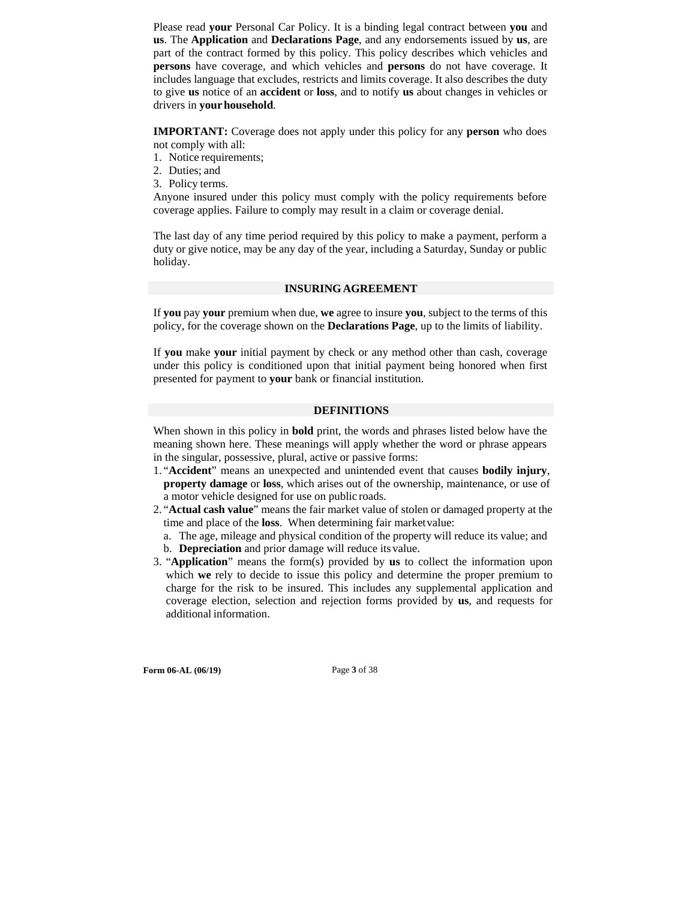Please read **your** Personal Car Policy. It is a binding legal contract between **you** and **us**. The **Application** and **Declarations Page**, and any endorsements issued by **us**, are part of the contract formed by this policy. This policy describes which vehicles and **persons** have coverage, and which vehicles and **persons** do not have coverage. It includes language that excludes, restricts and limits coverage. It also describes the duty to give **us** notice of an **accident** or **loss**, and to notify **us** about changes in vehicles or drivers in **your household**.

**IMPORTANT:** Coverage does not apply under this policy for any **person** who does not comply with all:

1. Notice requirements;
2. Duties; and
3. Policy terms.

Anyone insured under this policy must comply with the policy requirements before coverage applies. Failure to comply may result in a claim or coverage denial.

The last day of any time period required by this policy to make a payment, perform a duty or give notice, may be any day of the year, including a Saturday, Sunday or public holiday.

## INSURING AGREEMENT

If **you** pay **your** premium when due, **we** agree to insure **you**, subject to the terms of this policy, for the coverage shown on the **Declarations Page**, up to the limits of liability.

If **you** make **your** initial payment by check or any method other than cash, coverage under this policy is conditioned upon that initial payment being honored when first presented for payment to **your** bank or financial institution.

## DEFINITIONS

When shown in this policy in **bold** print, the words and phrases listed below have the meaning shown here. These meanings will apply whether the word or phrase appears in the singular, possessive, plural, active or passive forms:

1. "**Accident**" means an unexpected and unintended event that causes **bodily injury**, **property damage** or **loss**, which arises out of the ownership, maintenance, or use of a motor vehicle designed for use on public roads.
2. "**Actual cash value**" means the fair market value of stolen or damaged property at the time and place of the **loss**. When determining fair market value:
   a. The age, mileage and physical condition of the property will reduce its value; and
   b. **Depreciation** and prior damage will reduce its value.
3. "**Application**" means the form(s) provided by **us** to collect the information upon which **we** rely to decide to issue this policy and determine the proper premium to charge for the risk to be insured. This includes any supplemental application and coverage election, selection and rejection forms provided by **us**, and requests for additional information.

Form 06-AL (06/19)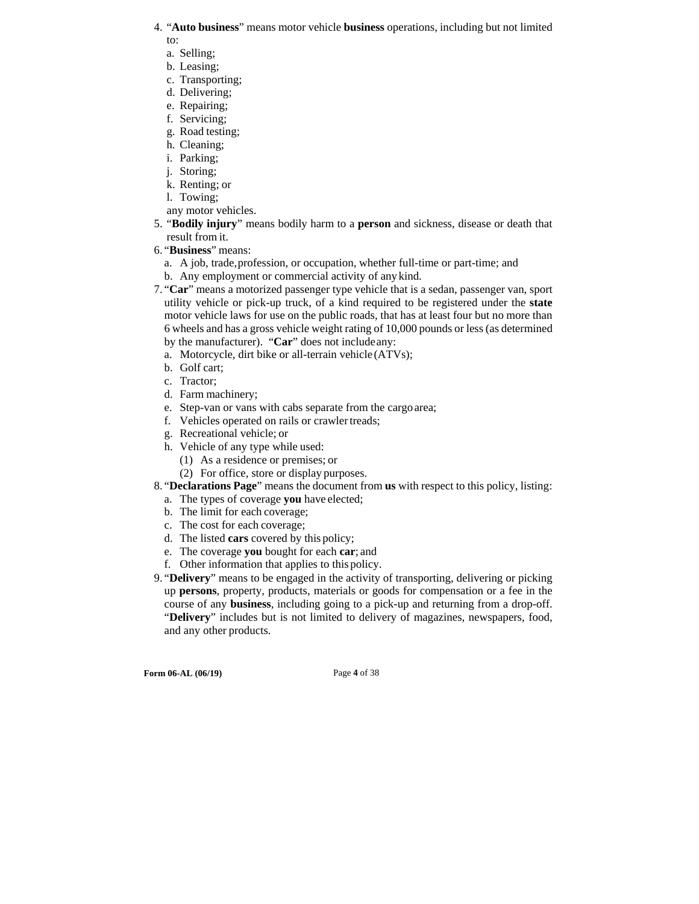4. "**Auto business**" means motor vehicle **business** operations, including but not limited to:
   a. Selling;
   b. Leasing;
   c. Transporting;
   d. Delivering;
   e. Repairing;
   f. Servicing;
   g. Road testing;
   h. Cleaning;
   i. Parking;
   j. Storing;
   k. Renting; or
   l. Towing;

   any motor vehicles.
5. "**Bodily injury**" means bodily harm to a **person** and sickness, disease or death that result from it.
6. "**Business**" means:
   a. A job, trade, profession, or occupation, whether full-time or part-time; and
   b. Any employment or commercial activity of any kind.
7. "**Car**" means a motorized passenger type vehicle that is a sedan, passenger van, sport utility vehicle or pick-up truck, of a kind required to be registered under the **state** motor vehicle laws for use on the public roads, that has at least four but no more than 6 wheels and has a gross vehicle weight rating of 10,000 pounds or less (as determined by the manufacturer). "**Car**" does not include any:
   a. Motorcycle, dirt bike or all-terrain vehicle (ATVs);
   b. Golf cart;
   c. Tractor;
   d. Farm machinery;
   e. Step-van or vans with cabs separate from the cargo area;
   f. Vehicles operated on rails or crawler treads;
   g. Recreational vehicle; or
   h. Vehicle of any type while used:
      (1) As a residence or premises; or
      (2) For office, store or display purposes.
8. "**Declarations Page**" means the document from **us** with respect to this policy, listing:
   a. The types of coverage **you** have elected;
   b. The limit for each coverage;
   c. The cost for each coverage;
   d. The listed **cars** covered by this policy;
   e. The coverage **you** bought for each **car**; and
   f. Other information that applies to this policy.
9. "**Delivery**" means to be engaged in the activity of transporting, delivering or picking up **persons**, property, products, materials or goods for compensation or a fee in the course of any **business**, including going to a pick-up and returning from a drop-off. "**Delivery**" includes but is not limited to delivery of magazines, newspapers, food, and any other products.

**Form 06-AL (06/19)**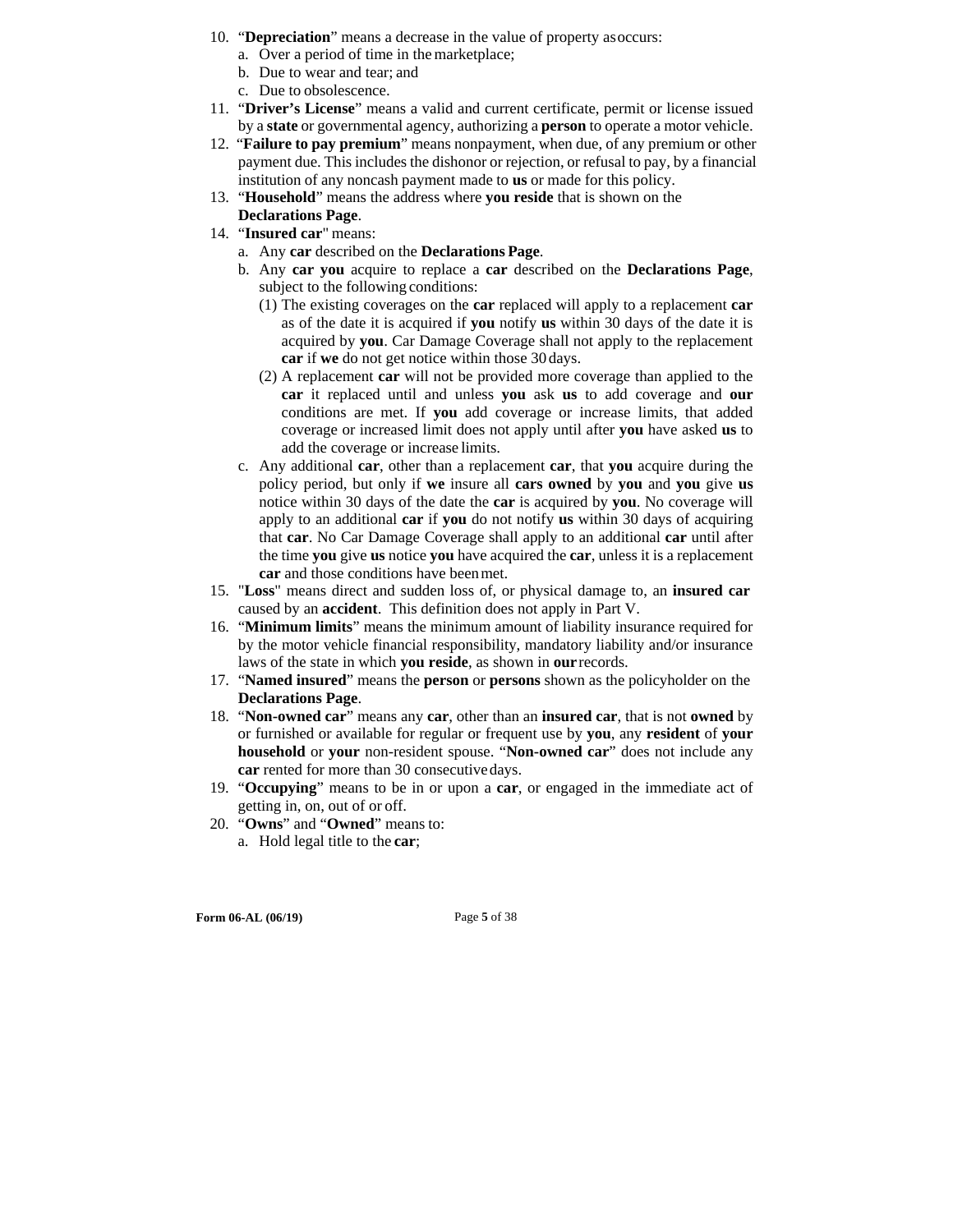10. "**Depreciation**" means a decrease in the value of property as occurs:
    a. Over a period of time in the marketplace;
    b. Due to wear and tear; and
    c. Due to obsolescence.
11. "**Driver's License**" means a valid and current certificate, permit or license issued by a **state** or governmental agency, authorizing a **person** to operate a motor vehicle.
12. "**Failure to pay premium**" means nonpayment, when due, of any premium or other payment due. This includes the dishonor or rejection, or refusal to pay, by a financial institution of any noncash payment made to **us** or made for this policy.
13. "**Household**" means the address where **you reside** that is shown on the **Declarations Page**.
14. "**Insured car**" means:
    a. Any **car** described on the **Declarations Page**.
    b. Any **car you** acquire to replace a **car** described on the **Declarations Page**, subject to the following conditions:
       (1) The existing coverages on the **car** replaced will apply to a replacement **car** as of the date it is acquired if **you** notify **us** within 30 days of the date it is acquired by **you**. Car Damage Coverage shall not apply to the replacement **car** if **we** do not get notice within those 30 days.
       (2) A replacement **car** will not be provided more coverage than applied to the **car** it replaced until and unless **you** ask **us** to add coverage and **our** conditions are met. If **you** add coverage or increase limits, that added coverage or increased limit does not apply until after **you** have asked **us** to add the coverage or increase limits.
    c. Any additional **car**, other than a replacement **car**, that **you** acquire during the policy period, but only if **we** insure all **cars owned** by **you** and **you** give **us** notice within 30 days of the date the **car** is acquired by **you**. No coverage will apply to an additional **car** if **you** do not notify **us** within 30 days of acquiring that **car**. No Car Damage Coverage shall apply to an additional **car** until after the time **you** give **us** notice **you** have acquired the **car**, unless it is a replacement **car** and those conditions have been met.
15. "**Loss**" means direct and sudden loss of, or physical damage to, an **insured car** caused by an **accident**. This definition does not apply in Part V.
16. "**Minimum limits**" means the minimum amount of liability insurance required for by the motor vehicle financial responsibility, mandatory liability and/or insurance laws of the state in which **you reside**, as shown in **our** records.
17. "**Named insured**" means the **person** or **persons** shown as the policyholder on the **Declarations Page**.
18. "**Non-owned car**" means any **car**, other than an **insured car**, that is not **owned** by or furnished or available for regular or frequent use by **you**, any **resident** of **your household** or **your** non-resident spouse. "**Non-owned car**" does not include any **car** rented for more than 30 consecutive days.
19. "**Occupying**" means to be in or upon a **car**, or engaged in the immediate act of getting in, on, out of or off.
20. "**Owns**" and "**Owned**" means to:
    a. Hold legal title to the **car**;

**Form 06-AL (06/19)**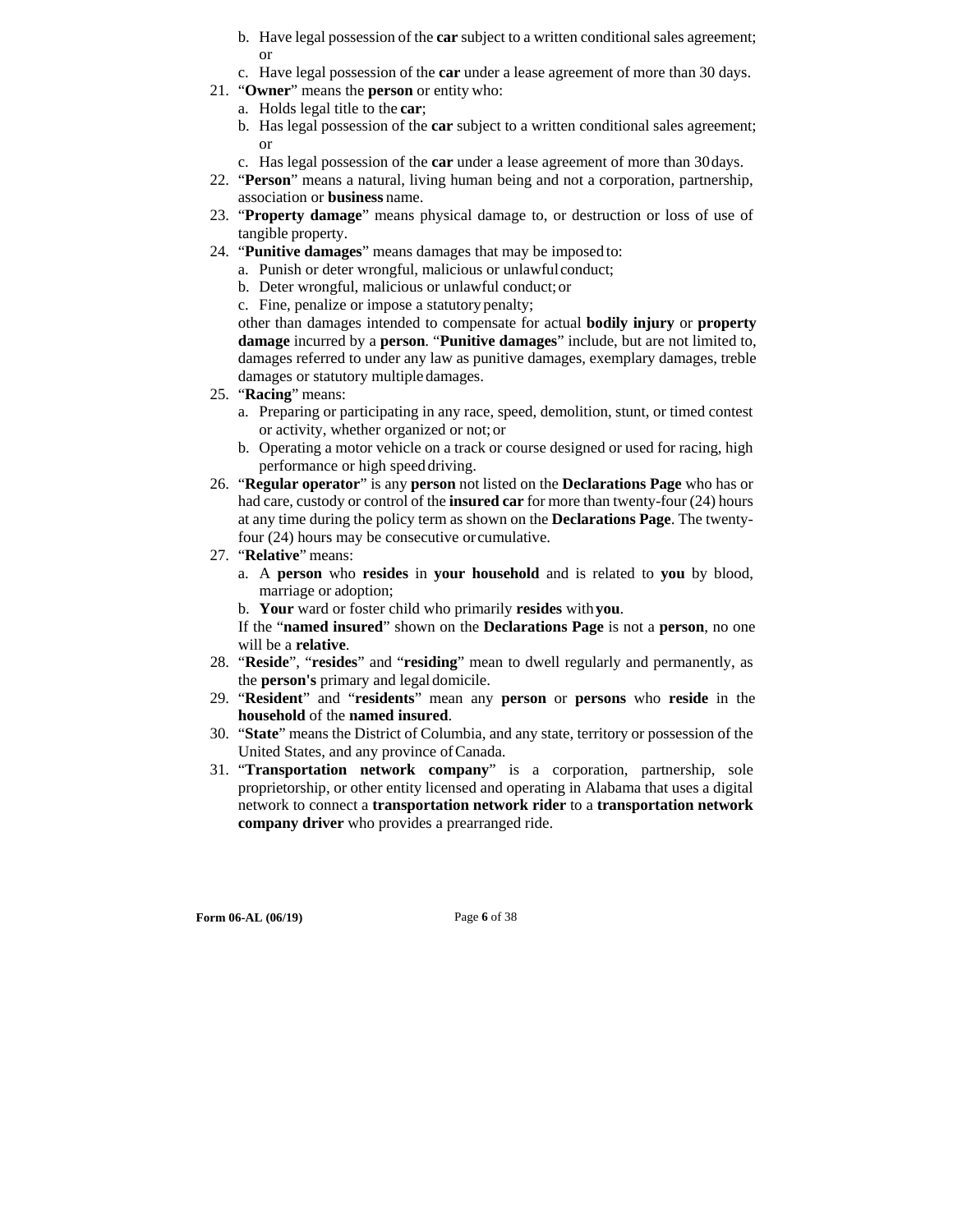b. Have legal possession of the **car** subject to a written conditional sales agreement; or
   c. Have legal possession of the **car** under a lease agreement of more than 30 days.

21. "**Owner**" means the **person** or entity who:
   a. Holds legal title to the **car**;
   b. Has legal possession of the **car** subject to a written conditional sales agreement; or
   c. Has legal possession of the **car** under a lease agreement of more than 30 days.
22. "**Person**" means a natural, living human being and not a corporation, partnership, association or **business** name.
23. "**Property damage**" means physical damage to, or destruction or loss of use of tangible property.
24. "**Punitive damages**" means damages that may be imposed to:
   a. Punish or deter wrongful, malicious or unlawful conduct;
   b. Deter wrongful, malicious or unlawful conduct; or
   c. Fine, penalize or impose a statutory penalty;

   other than damages intended to compensate for actual **bodily injury** or **property damage** incurred by a **person**. "**Punitive damages**" include, but are not limited to, damages referred to under any law as punitive damages, exemplary damages, treble damages or statutory multiple damages.
25. "**Racing**" means:
   a. Preparing or participating in any race, speed, demolition, stunt, or timed contest or activity, whether organized or not; or
   b. Operating a motor vehicle on a track or course designed or used for racing, high performance or high speed driving.
26. "**Regular operator**" is any **person** not listed on the **Declarations Page** who has or had care, custody or control of the **insured car** for more than twenty-four (24) hours at any time during the policy term as shown on the **Declarations Page**. The twenty-four (24) hours may be consecutive or cumulative.
27. "**Relative**" means:
   a. A **person** who **resides** in **your household** and is related to **you** by blood, marriage or adoption;
   b. **Your** ward or foster child who primarily **resides** with **you**.

   If the "**named insured**" shown on the **Declarations Page** is not a **person**, no one will be a **relative**.
28. "**Reside**", "**resides**" and "**residing**" mean to dwell regularly and permanently, as the **person's** primary and legal domicile.
29. "**Resident**" and "**residents**" mean any **person** or **persons** who **reside** in the **household** of the **named insured**.
30. "**State**" means the District of Columbia, and any state, territory or possession of the United States, and any province of Canada.
31. "**Transportation network company**" is a corporation, partnership, sole proprietorship, or other entity licensed and operating in Alabama that uses a digital network to connect a **transportation network rider** to a **transportation network company driver** who provides a prearranged ride.

**Form 06-AL (06/19)**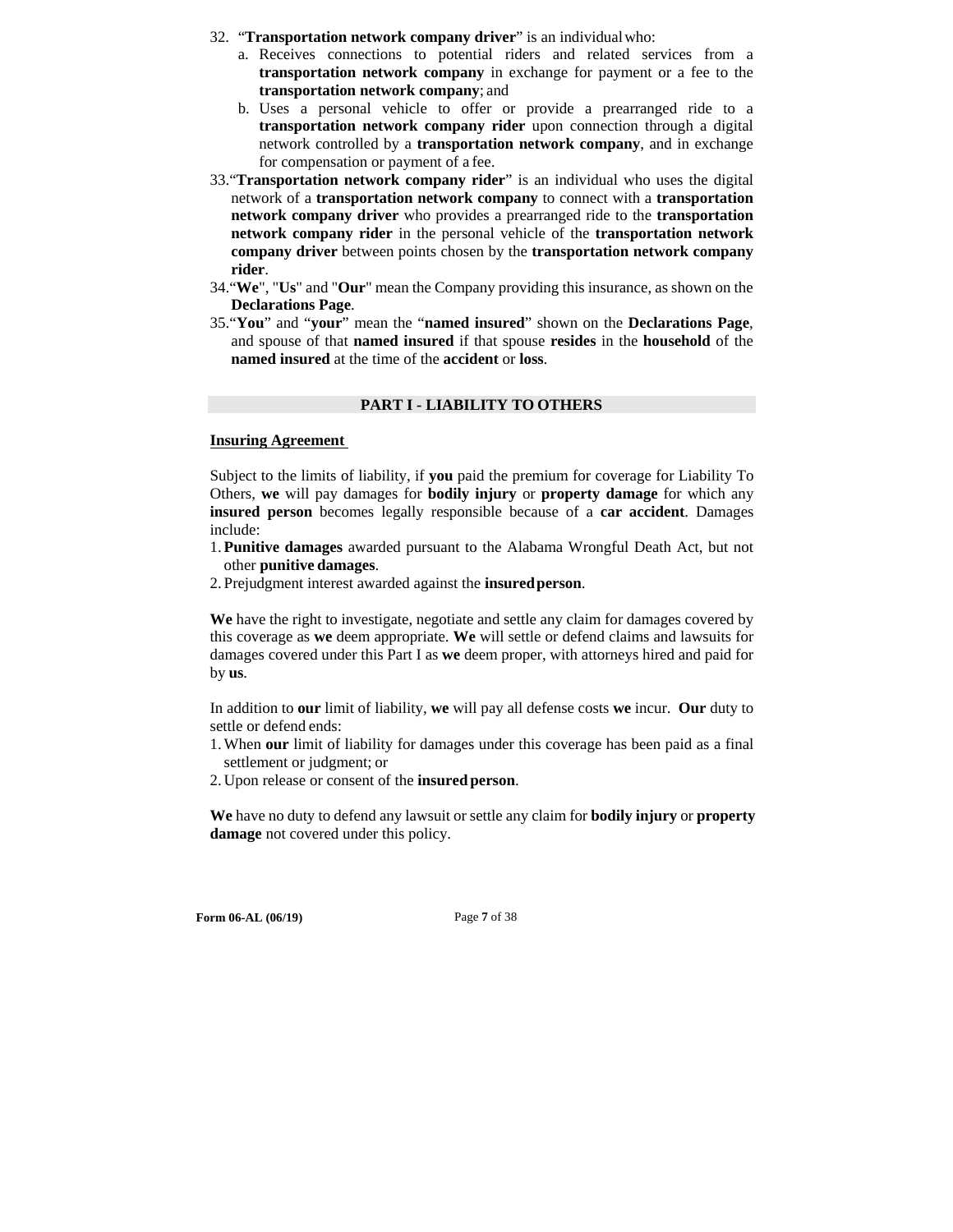32. "**Transportation network company driver**" is an individual who:
    a. Receives connections to potential riders and related services from a **transportation network company** in exchange for payment or a fee to the **transportation network company**; and
    b. Uses a personal vehicle to offer or provide a prearranged ride to a **transportation network company rider** upon connection through a digital network controlled by a **transportation network company**, and in exchange for compensation or payment of a fee.
33. "**Transportation network company rider**" is an individual who uses the digital network of a **transportation network company** to connect with a **transportation network company driver** who provides a prearranged ride to the **transportation network company rider** in the personal vehicle of the **transportation network company driver** between points chosen by the **transportation network company rider**.
34. "**We**", "**Us**" and "**Our**" mean the Company providing this insurance, as shown on the **Declarations Page**.
35. "**You**" and "**your**" mean the "**named insured**" shown on the **Declarations Page**, and spouse of that **named insured** if that spouse **resides** in the **household** of the **named insured** at the time of the **accident** or **loss**.

## PART I - LIABILITY TO OTHERS

**Insuring Agreement**

Subject to the limits of liability, if **you** paid the premium for coverage for Liability To Others, **we** will pay damages for **bodily injury** or **property damage** for which any **insured person** becomes legally responsible because of a **car accident**. Damages include:

1. **Punitive damages** awarded pursuant to the Alabama Wrongful Death Act, but not other **punitive damages**.
2. Prejudgment interest awarded against the **insured person**.

**We** have the right to investigate, negotiate and settle any claim for damages covered by this coverage as **we** deem appropriate. **We** will settle or defend claims and lawsuits for damages covered under this Part I as **we** deem proper, with attorneys hired and paid for by **us**.

In addition to **our** limit of liability, **we** will pay all defense costs **we** incur. **Our** duty to settle or defend ends:

1. When **our** limit of liability for damages under this coverage has been paid as a final settlement or judgment; or
2. Upon release or consent of the **insured person**.

**We** have no duty to defend any lawsuit or settle any claim for **bodily injury** or **property damage** not covered under this policy.

Form 06-AL (06/19)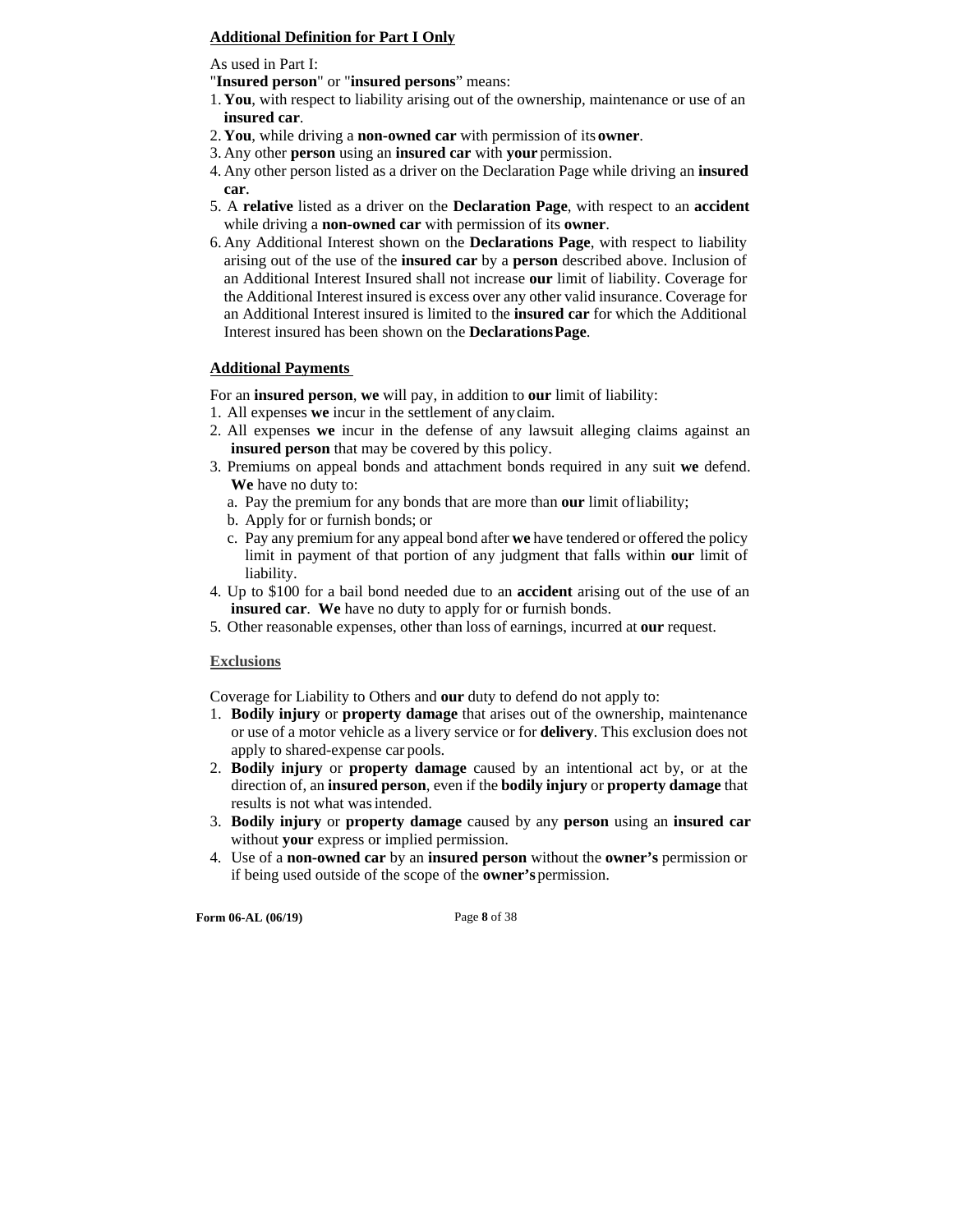**Additional Definition for Part I Only**

As used in Part I:

"**Insured person**" or "**insured persons**" means:

1. **You**, with respect to liability arising out of the ownership, maintenance or use of an **insured car**.
2. **You**, while driving a **non-owned car** with permission of its **owner**.
3. Any other **person** using an **insured car** with **your** permission.
4. Any other person listed as a driver on the Declaration Page while driving an **insured car**.
5. A **relative** listed as a driver on the **Declaration Page**, with respect to an **accident** while driving a **non-owned car** with permission of its **owner**.
6. Any Additional Interest shown on the **Declarations Page**, with respect to liability arising out of the use of the **insured car** by a **person** described above. Inclusion of an Additional Interest Insured shall not increase **our** limit of liability. Coverage for the Additional Interest insured is excess over any other valid insurance. Coverage for an Additional Interest insured is limited to the **insured car** for which the Additional Interest insured has been shown on the **Declarations Page**.

**Additional Payments**

For an **insured person**, **we** will pay, in addition to **our** limit of liability:

1. All expenses **we** incur in the settlement of any claim.
2. All expenses **we** incur in the defense of any lawsuit alleging claims against an **insured person** that may be covered by this policy.
3. Premiums on appeal bonds and attachment bonds required in any suit **we** defend. **We** have no duty to:
   a. Pay the premium for any bonds that are more than **our** limit of liability;
   b. Apply for or furnish bonds; or
   c. Pay any premium for any appeal bond after **we** have tendered or offered the policy limit in payment of that portion of any judgment that falls within **our** limit of liability.
4. Up to $100 for a bail bond needed due to an **accident** arising out of the use of an **insured car**. **We** have no duty to apply for or furnish bonds.
5. Other reasonable expenses, other than loss of earnings, incurred at **our** request.

**Exclusions**

Coverage for Liability to Others and **our** duty to defend do not apply to:

1. **Bodily injury** or **property damage** that arises out of the ownership, maintenance or use of a motor vehicle as a livery service or for **delivery**. This exclusion does not apply to shared-expense car pools.
2. **Bodily injury** or **property damage** caused by an intentional act by, or at the direction of, an **insured person**, even if the **bodily injury** or **property damage** that results is not what was intended.
3. **Bodily injury** or **property damage** caused by any **person** using an **insured car** without **your** express or implied permission.
4. Use of a **non-owned car** by an **insured person** without the **owner's** permission or if being used outside of the scope of the **owner's** permission.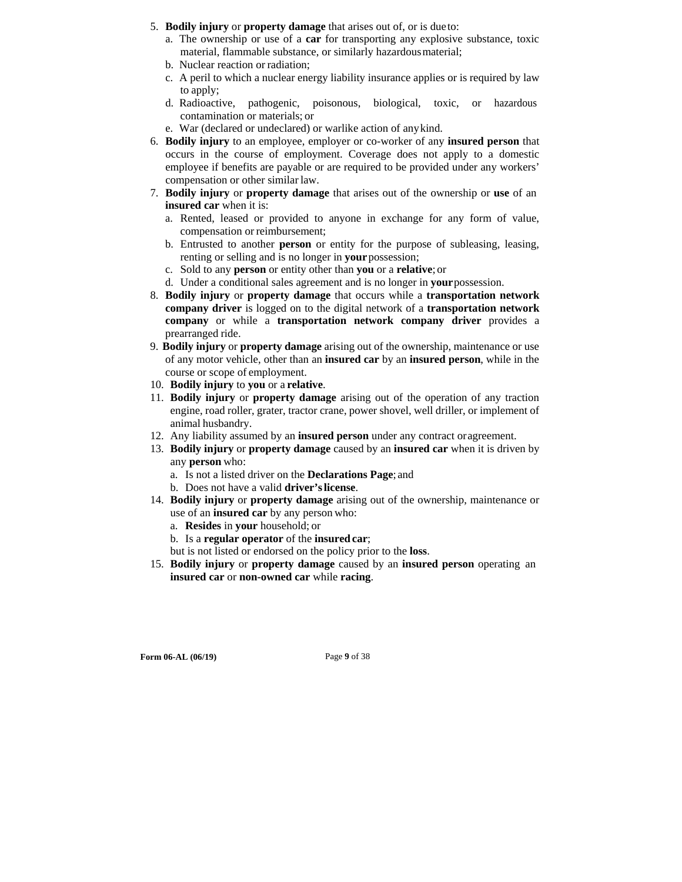5. **Bodily injury** or **property damage** that arises out of, or is due to:
   a. The ownership or use of a **car** for transporting any explosive substance, toxic material, flammable substance, or similarly hazardous material;
   b. Nuclear reaction or radiation;
   c. A peril to which a nuclear energy liability insurance applies or is required by law to apply;
   d. Radioactive, pathogenic, poisonous, biological, toxic, or hazardous contamination or materials; or
   e. War (declared or undeclared) or warlike action of any kind.
6. **Bodily injury** to an employee, employer or co-worker of any **insured person** that occurs in the course of employment. Coverage does not apply to a domestic employee if benefits are payable or are required to be provided under any workers' compensation or other similar law.
7. **Bodily injury** or **property damage** that arises out of the ownership or **use** of an **insured car** when it is:
   a. Rented, leased or provided to anyone in exchange for any form of value, compensation or reimbursement;
   b. Entrusted to another **person** or entity for the purpose of subleasing, leasing, renting or selling and is no longer in **your** possession;
   c. Sold to any **person** or entity other than **you** or a **relative**; or
   d. Under a conditional sales agreement and is no longer in **your** possession.
8. **Bodily injury** or **property damage** that occurs while a **transportation network company driver** is logged on to the digital network of a **transportation network company** or while a **transportation network company driver** provides a prearranged ride.
9. **Bodily injury** or **property damage** arising out of the ownership, maintenance or use of any motor vehicle, other than an **insured car** by an **insured person**, while in the course or scope of employment.
10. **Bodily injury** to **you** or a **relative**.
11. **Bodily injury** or **property damage** arising out of the operation of any traction engine, road roller, grater, tractor crane, power shovel, well driller, or implement of animal husbandry.
12. Any liability assumed by an **insured person** under any contract or agreement.
13. **Bodily injury** or **property damage** caused by an **insured car** when it is driven by any **person** who:
    a. Is not a listed driver on the **Declarations Page**; and
    b. Does not have a valid **driver's license**.
14. **Bodily injury** or **property damage** arising out of the ownership, maintenance or use of an **insured car** by any person who:
    a. **Resides** in **your** household; or
    b. Is a **regular operator** of the **insured car**;

    but is not listed or endorsed on the policy prior to the **loss**.
15. **Bodily injury** or **property damage** caused by an **insured person** operating an **insured car** or **non-owned car** while **racing**.

**Form 06-AL (06/19)**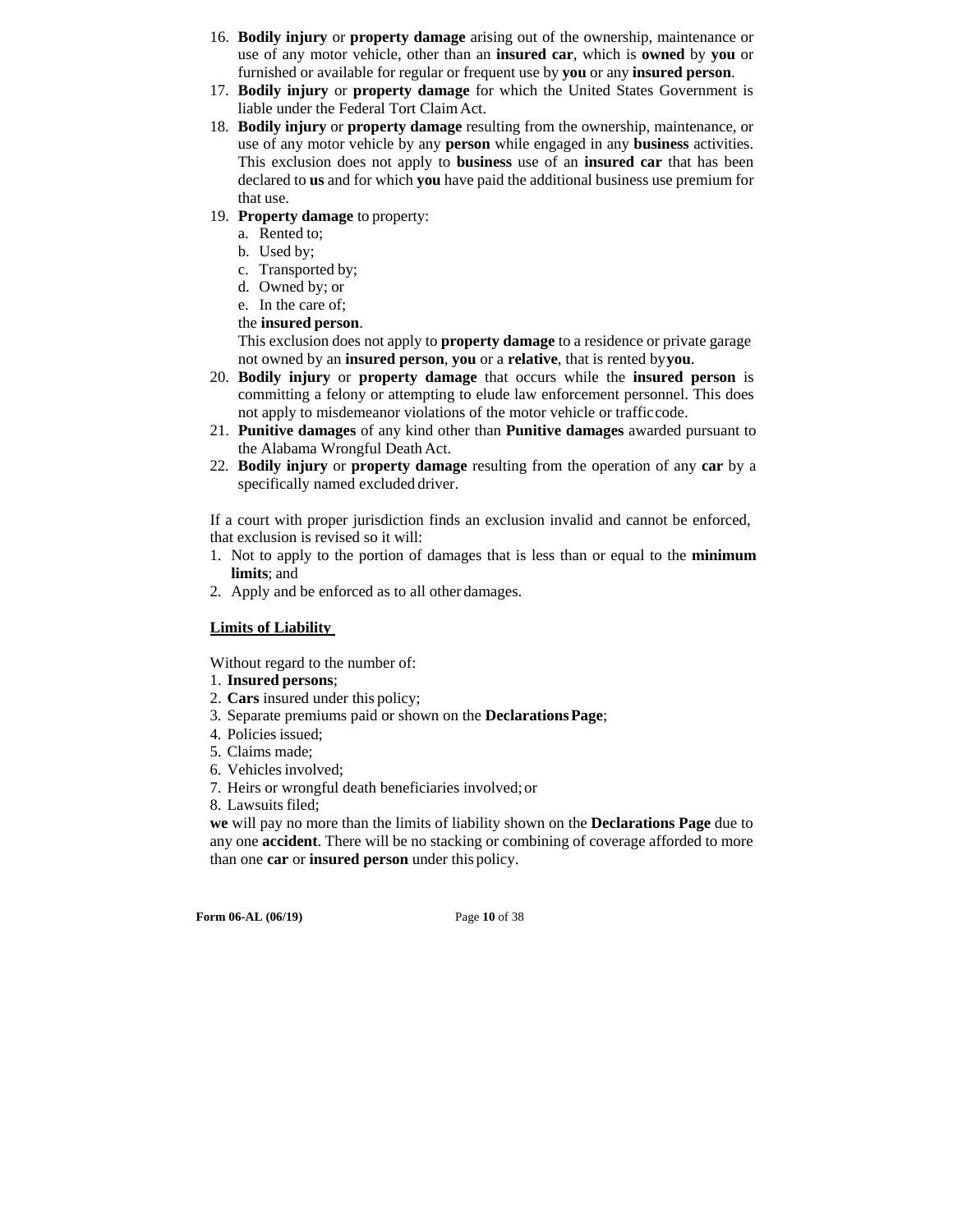16. **Bodily injury** or **property damage** arising out of the ownership, maintenance or use of any motor vehicle, other than an **insured car**, which is **owned** by **you** or furnished or available for regular or frequent use by **you** or any **insured person**.
17. **Bodily injury** or **property damage** for which the United States Government is liable under the Federal Tort Claim Act.
18. **Bodily injury** or **property damage** resulting from the ownership, maintenance, or use of any motor vehicle by any **person** while engaged in any **business** activities. This exclusion does not apply to **business** use of an **insured car** that has been declared to **us** and for which **you** have paid the additional business use premium for that use.
19. **Property damage** to property:
    a. Rented to;
    b. Used by;
    c. Transported by;
    d. Owned by; or
    e. In the care of;

    the **insured person**.

    This exclusion does not apply to **property damage** to a residence or private garage not owned by an **insured person**, **you** or a **relative**, that is rented by **you**.
20. **Bodily injury** or **property damage** that occurs while the **insured person** is committing a felony or attempting to elude law enforcement personnel. This does not apply to misdemeanor violations of the motor vehicle or traffic code.
21. **Punitive damages** of any kind other than **Punitive damages** awarded pursuant to the Alabama Wrongful Death Act.
22. **Bodily injury** or **property damage** resulting from the operation of any **car** by a specifically named excluded driver.

If a court with proper jurisdiction finds an exclusion invalid and cannot be enforced, that exclusion is revised so it will:

1. Not to apply to the portion of damages that is less than or equal to the **minimum limits**; and
2. Apply and be enforced as to all other damages.

**Limits of Liability**

Without regard to the number of:

1. **Insured persons**;
2. **Cars** insured under this policy;
3. Separate premiums paid or shown on the **Declarations Page**;
4. Policies issued;
5. Claims made;
6. Vehicles involved;
7. Heirs or wrongful death beneficiaries involved; or
8. Lawsuits filed;

**we** will pay no more than the limits of liability shown on the **Declarations Page** due to any one **accident**. There will be no stacking or combining of coverage afforded to more than one **car** or **insured person** under this policy.

**Form 06-AL (06/19)**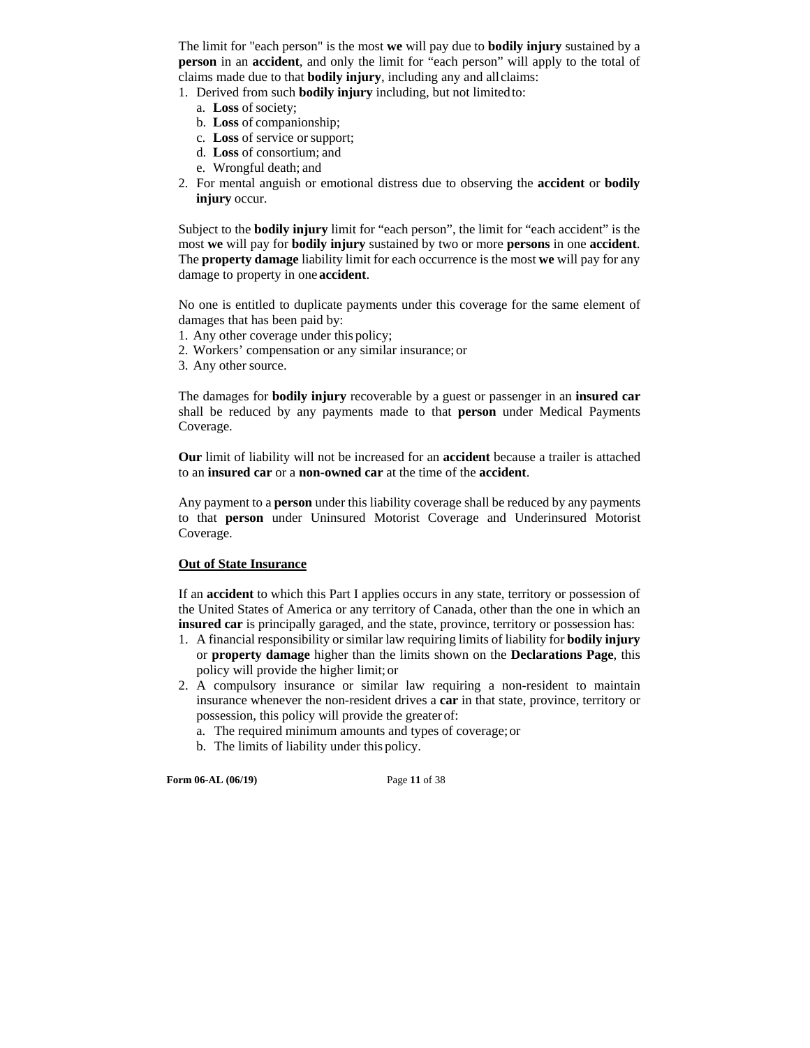The limit for "each person" is the most **we** will pay due to **bodily injury** sustained by a **person** in an **accident**, and only the limit for "each person" will apply to the total of claims made due to that **bodily injury**, including any and all claims:

1. Derived from such **bodily injury** including, but not limited to:
   a. **Loss** of society;
   b. **Loss** of companionship;
   c. **Loss** of service or support;
   d. **Loss** of consortium; and
   e. Wrongful death; and
2. For mental anguish or emotional distress due to observing the **accident** or **bodily injury** occur.

Subject to the **bodily injury** limit for "each person", the limit for "each accident" is the most **we** will pay for **bodily injury** sustained by two or more **persons** in one **accident**. The **property damage** liability limit for each occurrence is the most **we** will pay for any damage to property in one **accident**.

No one is entitled to duplicate payments under this coverage for the same element of damages that has been paid by:

1. Any other coverage under this policy;
2. Workers' compensation or any similar insurance; or
3. Any other source.

The damages for **bodily injury** recoverable by a guest or passenger in an **insured car** shall be reduced by any payments made to that **person** under Medical Payments Coverage.

**Our** limit of liability will not be increased for an **accident** because a trailer is attached to an **insured car** or a **non-owned car** at the time of the **accident**.

Any payment to a **person** under this liability coverage shall be reduced by any payments to that **person** under Uninsured Motorist Coverage and Underinsured Motorist Coverage.

**Out of State Insurance**

If an **accident** to which this Part I applies occurs in any state, territory or possession of the United States of America or any territory of Canada, other than the one in which an **insured car** is principally garaged, and the state, province, territory or possession has:

1. A financial responsibility or similar law requiring limits of liability for **bodily injury** or **property damage** higher than the limits shown on the **Declarations Page**, this policy will provide the higher limit; or
2. A compulsory insurance or similar law requiring a non-resident to maintain insurance whenever the non-resident drives a **car** in that state, province, territory or possession, this policy will provide the greater of:
   a. The required minimum amounts and types of coverage; or
   b. The limits of liability under this policy.

**Form 06-AL (06/19)**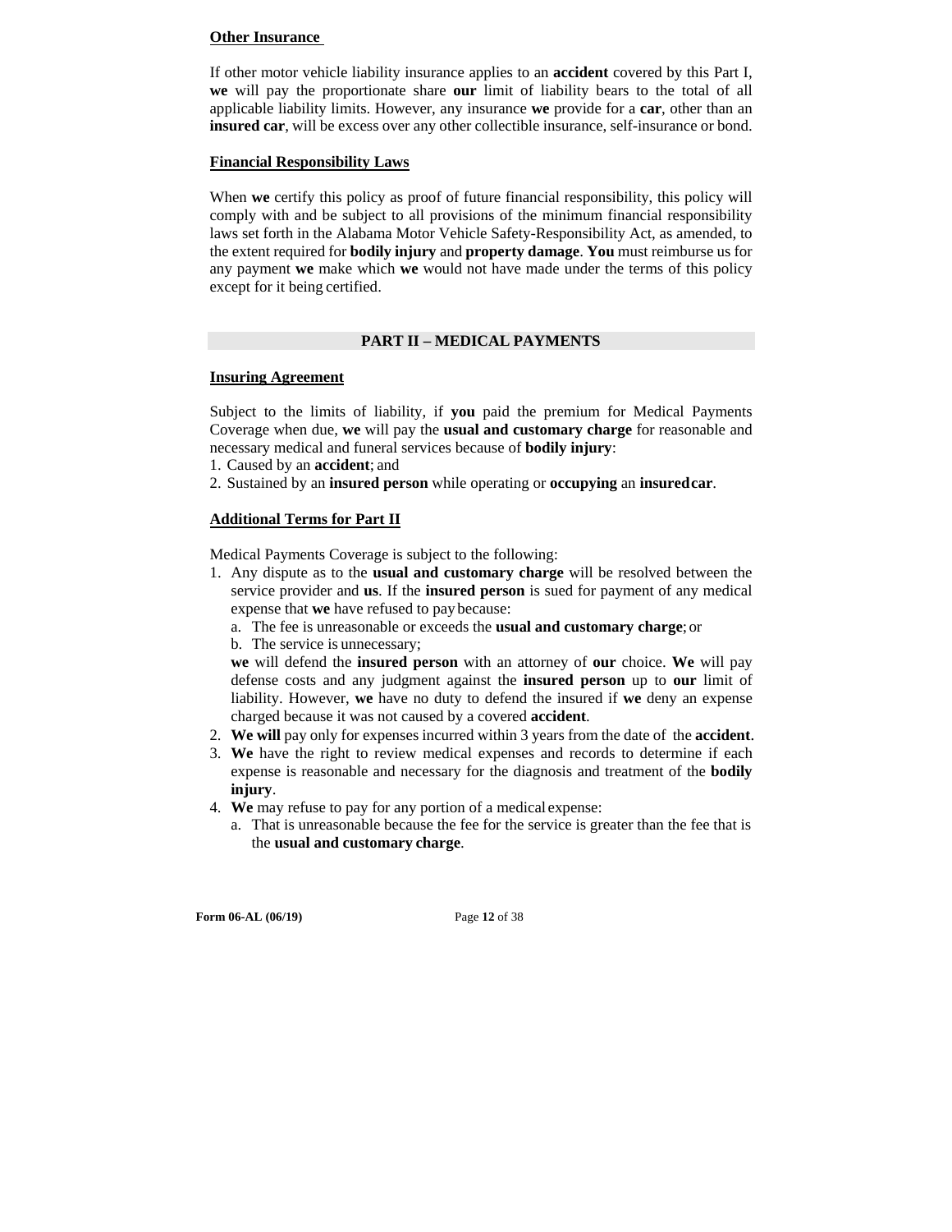**Other Insurance**

If other motor vehicle liability insurance applies to an **accident** covered by this Part I, **we** will pay the proportionate share **our** limit of liability bears to the total of all applicable liability limits. However, any insurance **we** provide for a **car**, other than an **insured car**, will be excess over any other collectible insurance, self-insurance or bond.

**Financial Responsibility Laws**

When **we** certify this policy as proof of future financial responsibility, this policy will comply with and be subject to all provisions of the minimum financial responsibility laws set forth in the Alabama Motor Vehicle Safety-Responsibility Act, as amended, to the extent required for **bodily injury** and **property damage**. **You** must reimburse us for any payment **we** make which **we** would not have made under the terms of this policy except for it being certified.

## PART II – MEDICAL PAYMENTS

**Insuring Agreement**

Subject to the limits of liability, if **you** paid the premium for Medical Payments Coverage when due, **we** will pay the **usual and customary charge** for reasonable and necessary medical and funeral services because of **bodily injury**:

1. Caused by an **accident**; and
2. Sustained by an **insured person** while operating or **occupying** an **insured car**.

**Additional Terms for Part II**

Medical Payments Coverage is subject to the following:

1. Any dispute as to the **usual and customary charge** will be resolved between the service provider and **us**. If the **insured person** is sued for payment of any medical expense that **we** have refused to pay because:
   a. The fee is unreasonable or exceeds the **usual and customary charge**; or
   b. The service is unnecessary;

   **we** will defend the **insured person** with an attorney of **our** choice. **We** will pay defense costs and any judgment against the **insured person** up to **our** limit of liability. However, **we** have no duty to defend the insured if **we** deny an expense charged because it was not caused by a covered **accident**.
2. **We will** pay only for expenses incurred within 3 years from the date of the **accident**.
3. **We** have the right to review medical expenses and records to determine if each expense is reasonable and necessary for the diagnosis and treatment of the **bodily injury**.
4. **We** may refuse to pay for any portion of a medical expense:
   a. That is unreasonable because the fee for the service is greater than the fee that is the **usual and customary charge**.

Form 06-AL (06/19)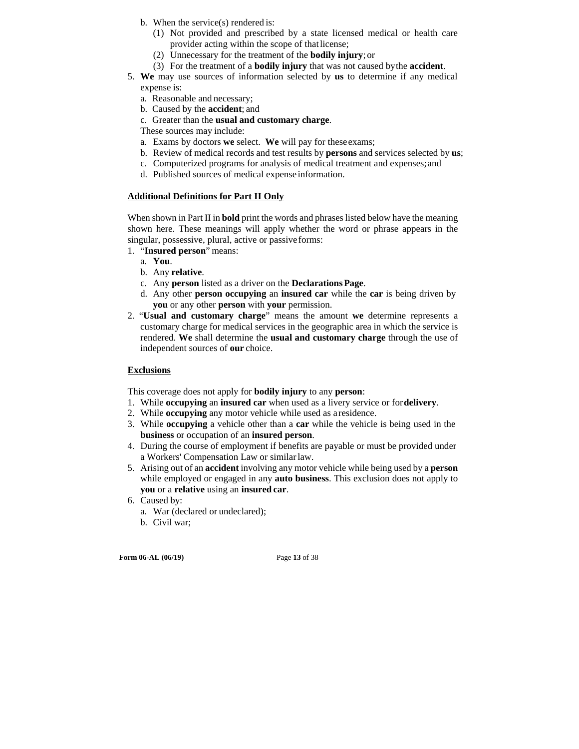b. When the service(s) rendered is:
      (1) Not provided and prescribed by a state licensed medical or health care provider acting within the scope of that license;
      (2) Unnecessary for the treatment of the **bodily injury**; or
      (3) For the treatment of a **bodily injury** that was not caused by the **accident**.
5. **We** may use sources of information selected by **us** to determine if any medical expense is:
   a. Reasonable and necessary;
   b. Caused by the **accident**; and
   c. Greater than the **usual and customary charge**.

   These sources may include:

   a. Exams by doctors **we** select. **We** will pay for these exams;
   b. Review of medical records and test results by **persons** and services selected by **us**;
   c. Computerized programs for analysis of medical treatment and expenses; and
   d. Published sources of medical expense information.

**Additional Definitions for Part II Only**

When shown in Part II in **bold** print the words and phrases listed below have the meaning shown here. These meanings will apply whether the word or phrase appears in the singular, possessive, plural, active or passive forms:

1. "**Insured person**" means:
   a. **You**.
   b. Any **relative**.
   c. Any **person** listed as a driver on the **Declarations Page**.
   d. Any other **person occupying** an **insured car** while the **car** is being driven by **you** or any other **person** with **your** permission.
2. "**Usual and customary charge**" means the amount **we** determine represents a customary charge for medical services in the geographic area in which the service is rendered. **We** shall determine the **usual and customary charge** through the use of independent sources of **our** choice.

**Exclusions**

This coverage does not apply for **bodily injury** to any **person**:

1. While **occupying** an **insured car** when used as a livery service or for **delivery**.
2. While **occupying** any motor vehicle while used as a residence.
3. While **occupying** a vehicle other than a **car** while the vehicle is being used in the **business** or occupation of an **insured person**.
4. During the course of employment if benefits are payable or must be provided under a Workers' Compensation Law or similar law.
5. Arising out of an **accident** involving any motor vehicle while being used by a **person** while employed or engaged in any **auto business**. This exclusion does not apply to **you** or a **relative** using an **insured car**.
6. Caused by:
   a. War (declared or undeclared);
   b. Civil war;

Form 06-AL (06/19)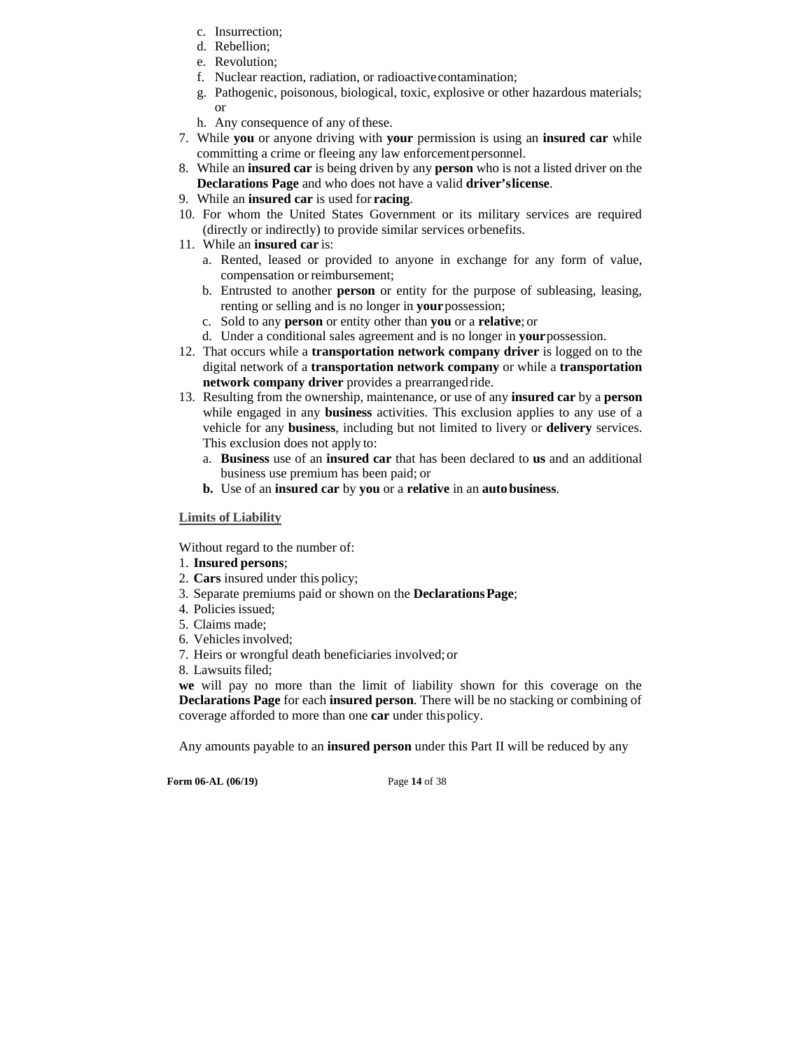c. Insurrection;
   d. Rebellion;
   e. Revolution;
   f. Nuclear reaction, radiation, or radioactive contamination;
   g. Pathogenic, poisonous, biological, toxic, explosive or other hazardous materials; or
   h. Any consequence of any of these.
7. While **you** or anyone driving with **your** permission is using an **insured car** while committing a crime or fleeing any law enforcement personnel.
8. While an **insured car** is being driven by any **person** who is not a listed driver on the **Declarations Page** and who does not have a valid **driver's license**.
9. While an **insured car** is used for **racing**.
10. For whom the United States Government or its military services are required (directly or indirectly) to provide similar services or benefits.
11. While an **insured car** is:
    a. Rented, leased or provided to anyone in exchange for any form of value, compensation or reimbursement;
    b. Entrusted to another **person** or entity for the purpose of subleasing, leasing, renting or selling and is no longer in **your** possession;
    c. Sold to any **person** or entity other than **you** or a **relative**; or
    d. Under a conditional sales agreement and is no longer in **your** possession.
12. That occurs while a **transportation network company driver** is logged on to the digital network of a **transportation network company** or while a **transportation network company driver** provides a prearranged ride.
13. Resulting from the ownership, maintenance, or use of any **insured car** by a **person** while engaged in any **business** activities. This exclusion applies to any use of a vehicle for any **business**, including but not limited to livery or **delivery** services. This exclusion does not apply to:
    a. **Business** use of an **insured car** that has been declared to **us** and an additional business use premium has been paid; or
    **b.** Use of an **insured car** by **you** or a **relative** in an **auto business**.

**Limits of Liability**

Without regard to the number of:
1. **Insured persons**;
2. **Cars** insured under this policy;
3. Separate premiums paid or shown on the **Declarations Page**;
4. Policies issued;
5. Claims made;
6. Vehicles involved;
7. Heirs or wrongful death beneficiaries involved; or
8. Lawsuits filed;

**we** will pay no more than the limit of liability shown for this coverage on the **Declarations Page** for each **insured person**. There will be no stacking or combining of coverage afforded to more than one **car** under this policy.

Any amounts payable to an **insured person** under this Part II will be reduced by any

Form 06-AL (06/19)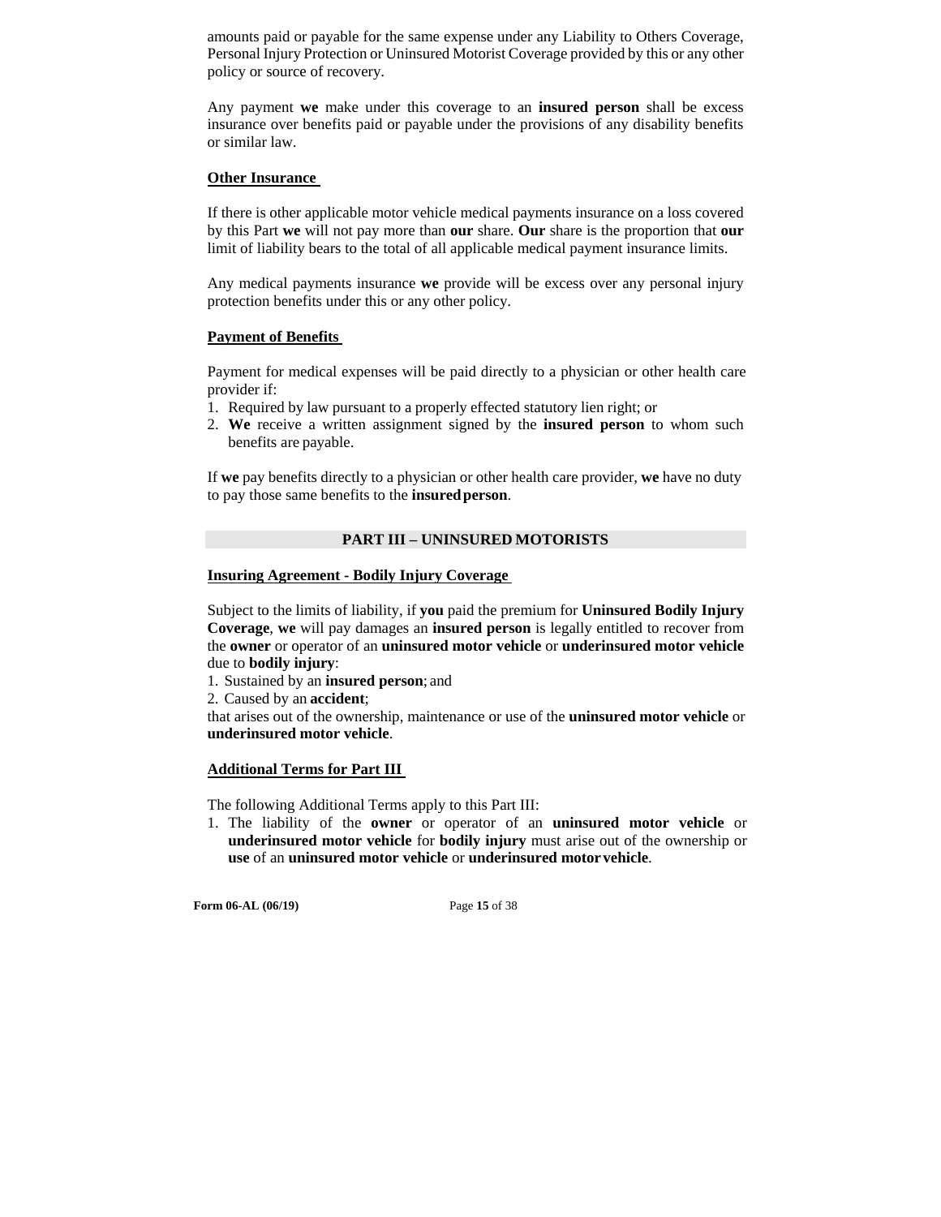amounts paid or payable for the same expense under any Liability to Others Coverage, Personal Injury Protection or Uninsured Motorist Coverage provided by this or any other policy or source of recovery.

Any payment **we** make under this coverage to an **insured person** shall be excess insurance over benefits paid or payable under the provisions of any disability benefits or similar law.

**Other Insurance**

If there is other applicable motor vehicle medical payments insurance on a loss covered by this Part **we** will not pay more than **our** share. **Our** share is the proportion that **our** limit of liability bears to the total of all applicable medical payment insurance limits.

Any medical payments insurance **we** provide will be excess over any personal injury protection benefits under this or any other policy.

**Payment of Benefits**

Payment for medical expenses will be paid directly to a physician or other health care provider if:

1. Required by law pursuant to a properly effected statutory lien right; or
2. **We** receive a written assignment signed by the **insured person** to whom such benefits are payable.

If **we** pay benefits directly to a physician or other health care provider, **we** have no duty to pay those same benefits to the **insured person**.

## PART III – UNINSURED MOTORISTS

**Insuring Agreement - Bodily Injury Coverage**

Subject to the limits of liability, if **you** paid the premium for **Uninsured Bodily Injury Coverage**, **we** will pay damages an **insured person** is legally entitled to recover from the **owner** or operator of an **uninsured motor vehicle** or **underinsured motor vehicle** due to **bodily injury**:

1. Sustained by an **insured person**; and
2. Caused by an **accident**;

that arises out of the ownership, maintenance or use of the **uninsured motor vehicle** or **underinsured motor vehicle**.

**Additional Terms for Part III**

The following Additional Terms apply to this Part III:

1. The liability of the **owner** or operator of an **uninsured motor vehicle** or **underinsured motor vehicle** for **bodily injury** must arise out of the ownership or **use** of an **uninsured motor vehicle** or **underinsured motor vehicle**.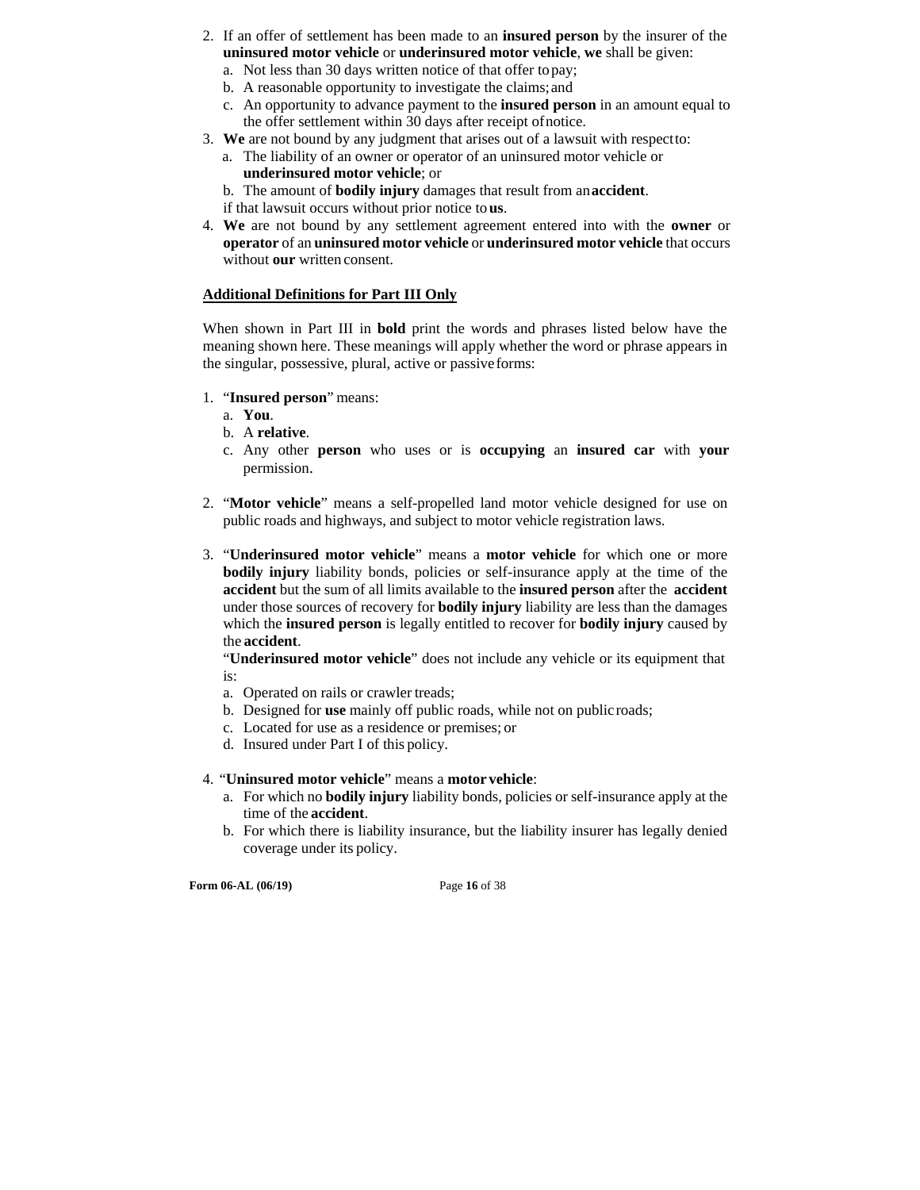2. If an offer of settlement has been made to an **insured person** by the insurer of the **uninsured motor vehicle** or **underinsured motor vehicle**, **we** shall be given:
   a. Not less than 30 days written notice of that offer to pay;
   b. A reasonable opportunity to investigate the claims; and
   c. An opportunity to advance payment to the **insured person** in an amount equal to the offer settlement within 30 days after receipt of notice.
3. **We** are not bound by any judgment that arises out of a lawsuit with respect to:
   a. The liability of an owner or operator of an uninsured motor vehicle or **underinsured motor vehicle**; or
   b. The amount of **bodily injury** damages that result from an **accident**.

   if that lawsuit occurs without prior notice to **us**.
4. **We** are not bound by any settlement agreement entered into with the **owner** or **operator** of an **uninsured motor vehicle** or **underinsured motor vehicle** that occurs without **our** written consent.

## Additional Definitions for Part III Only

When shown in Part III in **bold** print the words and phrases listed below have the meaning shown here. These meanings will apply whether the word or phrase appears in the singular, possessive, plural, active or passive forms:

1. "**Insured person**" means:
   a. **You**.
   b. A **relative**.
   c. Any other **person** who uses or is **occupying** an **insured car** with **your** permission.

2. "**Motor vehicle**" means a self-propelled land motor vehicle designed for use on public roads and highways, and subject to motor vehicle registration laws.

3. "**Underinsured motor vehicle**" means a **motor vehicle** for which one or more **bodily injury** liability bonds, policies or self-insurance apply at the time of the **accident** but the sum of all limits available to the **insured person** after the **accident** under those sources of recovery for **bodily injury** liability are less than the damages which the **insured person** is legally entitled to recover for **bodily injury** caused by the **accident**.

   "**Underinsured motor vehicle**" does not include any vehicle or its equipment that is:
   a. Operated on rails or crawler treads;
   b. Designed for **use** mainly off public roads, while not on public roads;
   c. Located for use as a residence or premises; or
   d. Insured under Part I of this policy.

4. "**Uninsured motor vehicle**" means a **motor vehicle**:
   a. For which no **bodily injury** liability bonds, policies or self-insurance apply at the time of the **accident**.
   b. For which there is liability insurance, but the liability insurer has legally denied coverage under its policy.

**Form 06-AL (06/19)**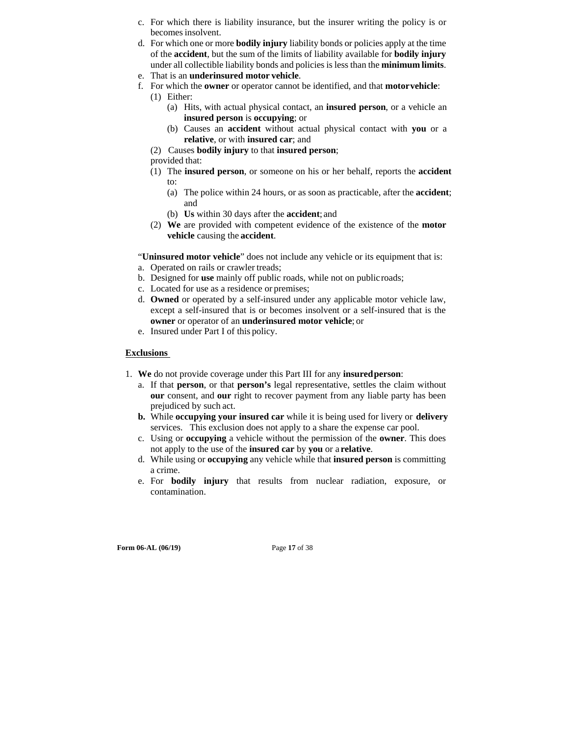c. For which there is liability insurance, but the insurer writing the policy is or becomes insolvent.
d. For which one or more **bodily injury** liability bonds or policies apply at the time of the **accident**, but the sum of the limits of liability available for **bodily injury** under all collectible liability bonds and policies is less than the **minimum limits**.
e. That is an **underinsured motor vehicle**.
f. For which the **owner** or operator cannot be identified, and that **motor vehicle**:
   (1) Either:
      (a) Hits, with actual physical contact, an **insured person**, or a vehicle an **insured person** is **occupying**; or
      (b) Causes an **accident** without actual physical contact with **you** or a **relative**, or with **insured car**; and
   (2) Causes **bodily injury** to that **insured person**;
   
   provided that:
   (1) The **insured person**, or someone on his or her behalf, reports the **accident** to:
      (a) The police within 24 hours, or as soon as practicable, after the **accident**; and
      (b) **Us** within 30 days after the **accident**; and
   (2) **We** are provided with competent evidence of the existence of the **motor vehicle** causing the **accident**.

"**Uninsured motor vehicle**" does not include any vehicle or its equipment that is:

a. Operated on rails or crawler treads;
b. Designed for **use** mainly off public roads, while not on public roads;
c. Located for use as a residence or premises;
d. **Owned** or operated by a self-insured under any applicable motor vehicle law, except a self-insured that is or becomes insolvent or a self-insured that is the **owner** or operator of an **underinsured motor vehicle**; or
e. Insured under Part I of this policy.

## Exclusions

1. **We** do not provide coverage under this Part III for any **insured person**:
   a. If that **person**, or that **person's** legal representative, settles the claim without **our** consent, and **our** right to recover payment from any liable party has been prejudiced by such act.
   **b.** While **occupying your insured car** while it is being used for livery or **delivery** services. This exclusion does not apply to a share the expense car pool.
   c. Using or **occupying** a vehicle without the permission of the **owner**. This does not apply to the use of the **insured car** by **you** or a **relative**.
   d. While using or **occupying** any vehicle while that **insured person** is committing a crime.
   e. For **bodily injury** that results from nuclear radiation, exposure, or contamination.

Form 06-AL (06/19)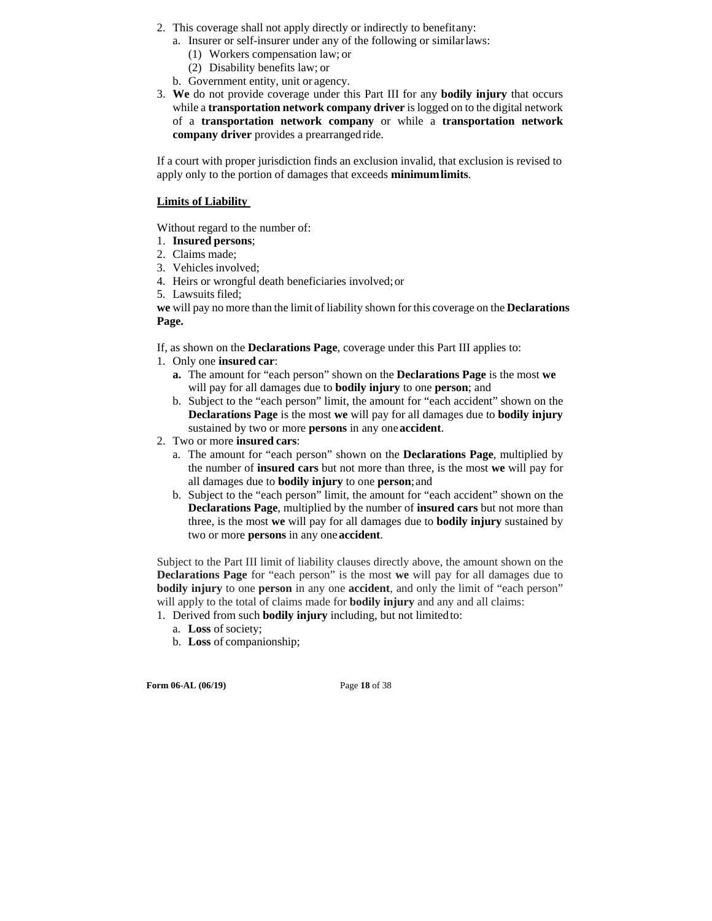2. This coverage shall not apply directly or indirectly to benefit any:
   a. Insurer or self-insurer under any of the following or similar laws:
      (1) Workers compensation law; or
      (2) Disability benefits law; or
   b. Government entity, unit or agency.
3. **We** do not provide coverage under this Part III for any **bodily injury** that occurs while a **transportation network company driver** is logged on to the digital network of a **transportation network company** or while a **transportation network company driver** provides a prearranged ride.

If a court with proper jurisdiction finds an exclusion invalid, that exclusion is revised to apply only to the portion of damages that exceeds **minimum limits**.

**Limits of Liability**

Without regard to the number of:
1. **Insured persons**;
2. Claims made;
3. Vehicles involved;
4. Heirs or wrongful death beneficiaries involved; or
5. Lawsuits filed;

**we** will pay no more than the limit of liability shown for this coverage on the **Declarations Page.**

If, as shown on the **Declarations Page**, coverage under this Part III applies to:
1. Only one **insured car**:
   **a.** The amount for "each person" shown on the **Declarations Page** is the most **we** will pay for all damages due to **bodily injury** to one **person**; and
   b. Subject to the "each person" limit, the amount for "each accident" shown on the **Declarations Page** is the most **we** will pay for all damages due to **bodily injury** sustained by two or more **persons** in any one **accident**.
2. Two or more **insured cars**:
   a. The amount for "each person" shown on the **Declarations Page**, multiplied by the number of **insured cars** but not more than three, is the most **we** will pay for all damages due to **bodily injury** to one **person**; and
   b. Subject to the "each person" limit, the amount for "each accident" shown on the **Declarations Page**, multiplied by the number of **insured cars** but not more than three, is the most **we** will pay for all damages due to **bodily injury** sustained by two or more **persons** in any one **accident**.

Subject to the Part III limit of liability clauses directly above, the amount shown on the **Declarations Page** for "each person" is the most **we** will pay for all damages due to **bodily injury** to one **person** in any one **accident**, and only the limit of "each person" will apply to the total of claims made for **bodily injury** and any and all claims:
1. Derived from such **bodily injury** including, but not limited to:
   a. **Loss** of society;
   b. **Loss** of companionship;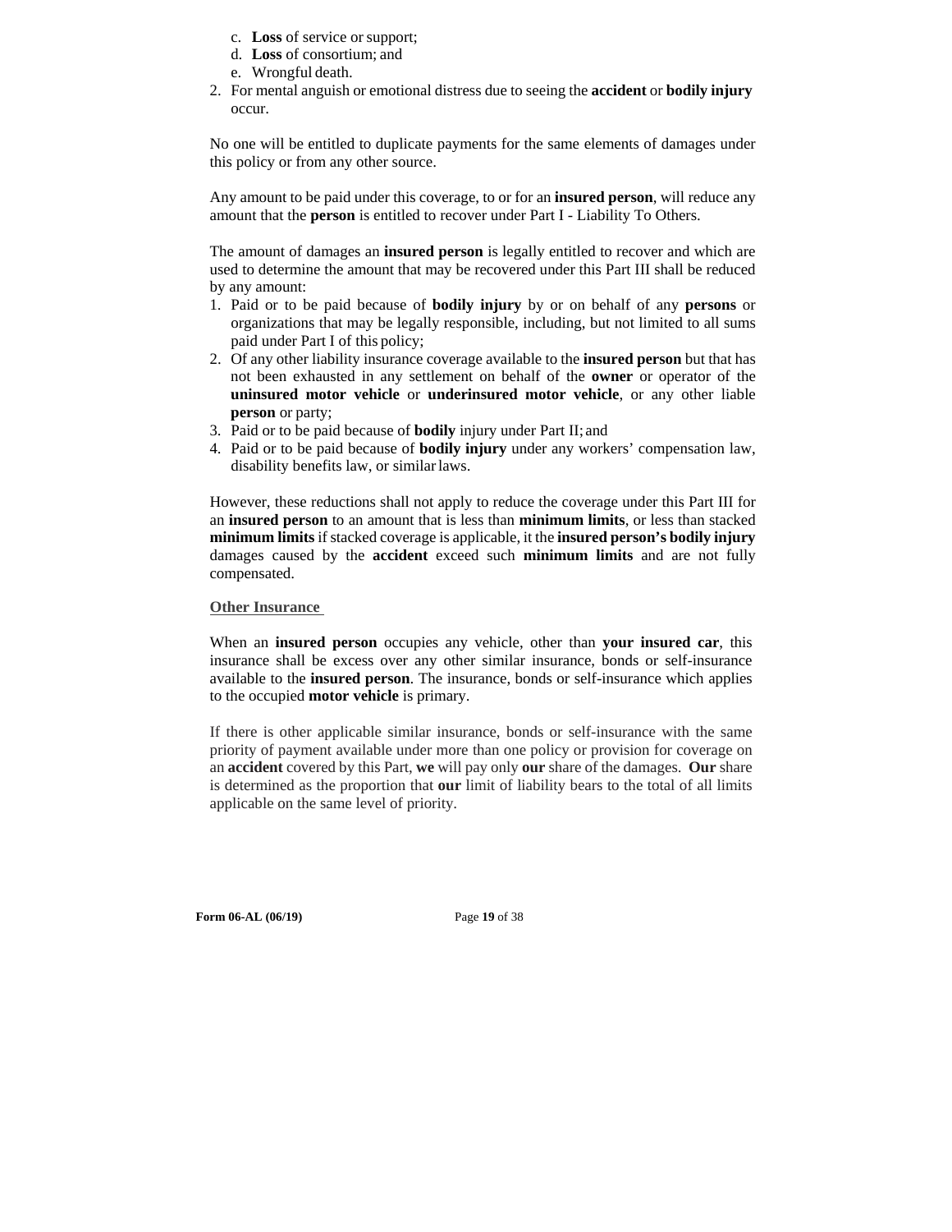c. **Loss** of service or support;
   d. **Loss** of consortium; and
   e. Wrongful death.
2. For mental anguish or emotional distress due to seeing the **accident** or **bodily injury** occur.

No one will be entitled to duplicate payments for the same elements of damages under this policy or from any other source.

Any amount to be paid under this coverage, to or for an **insured person**, will reduce any amount that the **person** is entitled to recover under Part I - Liability To Others.

The amount of damages an **insured person** is legally entitled to recover and which are used to determine the amount that may be recovered under this Part III shall be reduced by any amount:

1. Paid or to be paid because of **bodily injury** by or on behalf of any **persons** or organizations that may be legally responsible, including, but not limited to all sums paid under Part I of this policy;
2. Of any other liability insurance coverage available to the **insured person** but that has not been exhausted in any settlement on behalf of the **owner** or operator of the **uninsured motor vehicle** or **underinsured motor vehicle**, or any other liable **person** or party;
3. Paid or to be paid because of **bodily** injury under Part II; and
4. Paid or to be paid because of **bodily injury** under any workers' compensation law, disability benefits law, or similar laws.

However, these reductions shall not apply to reduce the coverage under this Part III for an **insured person** to an amount that is less than **minimum limits**, or less than stacked **minimum limits** if stacked coverage is applicable, it the **insured person's bodily injury** damages caused by the **accident** exceed such **minimum limits** and are not fully compensated.

**Other Insurance**

When an **insured person** occupies any vehicle, other than **your insured car**, this insurance shall be excess over any other similar insurance, bonds or self-insurance available to the **insured person**. The insurance, bonds or self-insurance which applies to the occupied **motor vehicle** is primary.

If there is other applicable similar insurance, bonds or self-insurance with the same priority of payment available under more than one policy or provision for coverage on an **accident** covered by this Part, **we** will pay only **our** share of the damages. **Our** share is determined as the proportion that **our** limit of liability bears to the total of all limits applicable on the same level of priority.

**Form 06-AL (06/19)**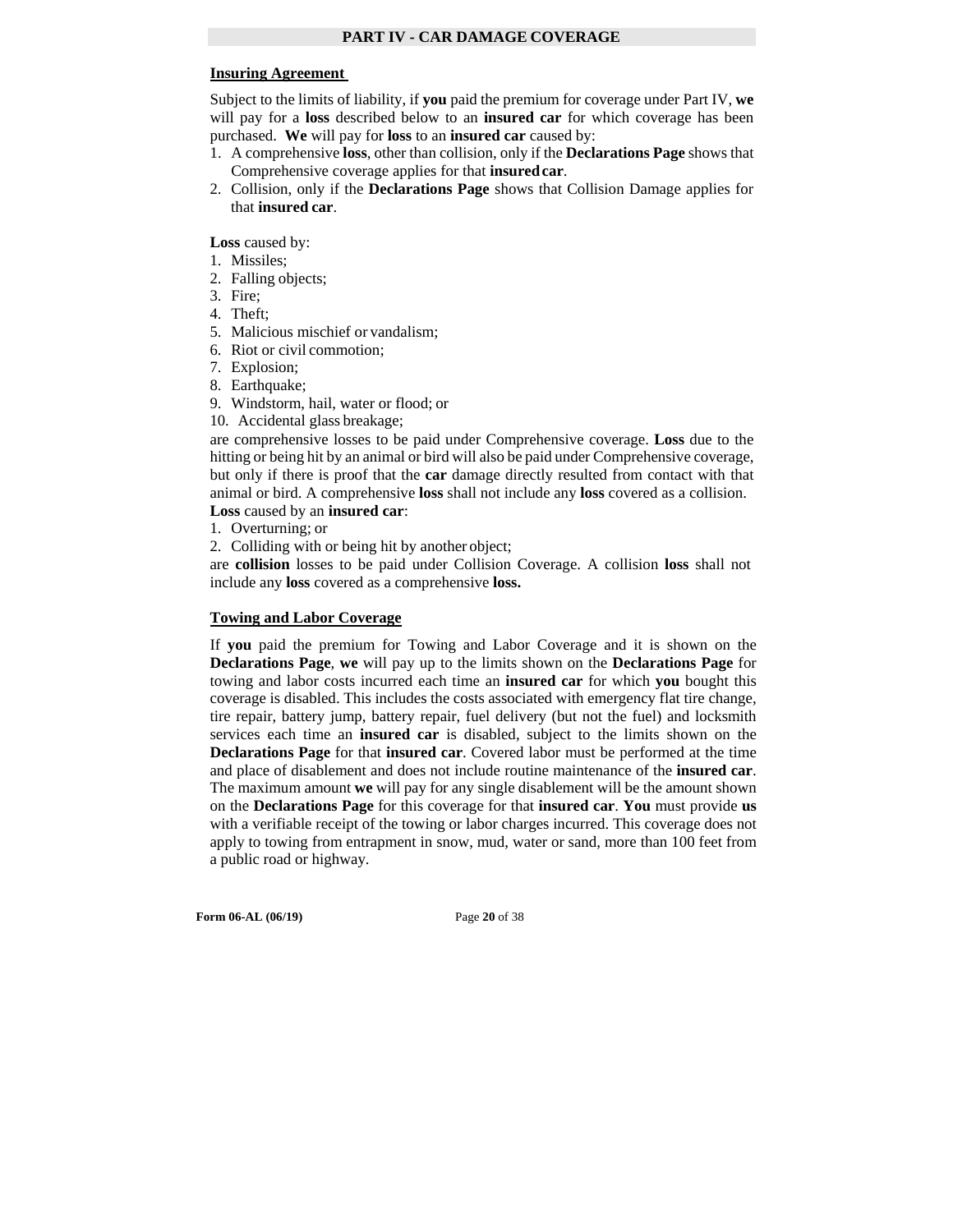## PART IV - CAR DAMAGE COVERAGE

### Insuring Agreement

Subject to the limits of liability, if **you** paid the premium for coverage under Part IV, **we** will pay for a **loss** described below to an **insured car** for which coverage has been purchased. **We** will pay for **loss** to an **insured car** caused by:

1. A comprehensive **loss**, other than collision, only if the **Declarations Page** shows that Comprehensive coverage applies for that **insured car**.
2. Collision, only if the **Declarations Page** shows that Collision Damage applies for that **insured car**.

**Loss** caused by:

1. Missiles;
2. Falling objects;
3. Fire;
4. Theft;
5. Malicious mischief or vandalism;
6. Riot or civil commotion;
7. Explosion;
8. Earthquake;
9. Windstorm, hail, water or flood; or
10. Accidental glass breakage;

are comprehensive losses to be paid under Comprehensive coverage. **Loss** due to the hitting or being hit by an animal or bird will also be paid under Comprehensive coverage, but only if there is proof that the **car** damage directly resulted from contact with that animal or bird. A comprehensive **loss** shall not include any **loss** covered as a collision.

**Loss** caused by an **insured car**:

1. Overturning; or
2. Colliding with or being hit by another object;

are **collision** losses to be paid under Collision Coverage. A collision **loss** shall not include any **loss** covered as a comprehensive **loss.**

### Towing and Labor Coverage

If **you** paid the premium for Towing and Labor Coverage and it is shown on the **Declarations Page**, **we** will pay up to the limits shown on the **Declarations Page** for towing and labor costs incurred each time an **insured car** for which **you** bought this coverage is disabled. This includes the costs associated with emergency flat tire change, tire repair, battery jump, battery repair, fuel delivery (but not the fuel) and locksmith services each time an **insured car** is disabled, subject to the limits shown on the **Declarations Page** for that **insured car**. Covered labor must be performed at the time and place of disablement and does not include routine maintenance of the **insured car**. The maximum amount **we** will pay for any single disablement will be the amount shown on the **Declarations Page** for this coverage for that **insured car**. **You** must provide **us** with a verifiable receipt of the towing or labor charges incurred. This coverage does not apply to towing from entrapment in snow, mud, water or sand, more than 100 feet from a public road or highway.

**Form 06-AL (06/19)**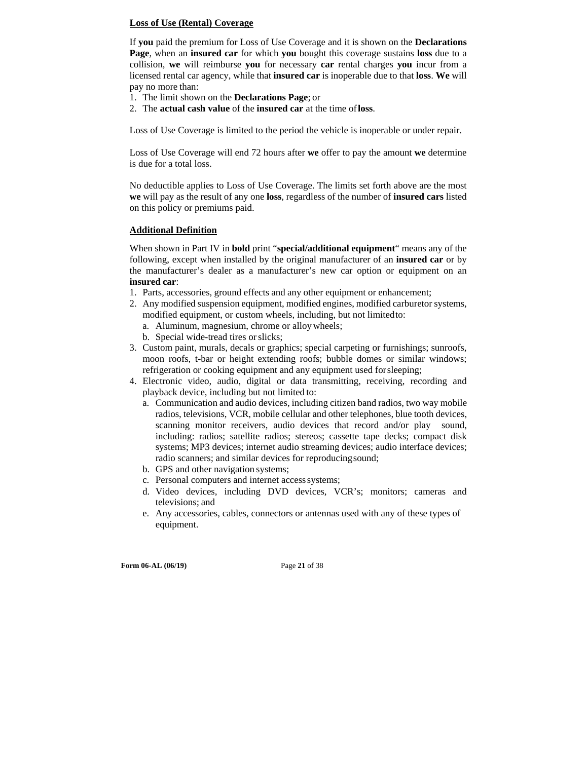**Loss of Use (Rental) Coverage**

If **you** paid the premium for Loss of Use Coverage and it is shown on the **Declarations Page**, when an **insured car** for which **you** bought this coverage sustains **loss** due to a collision, **we** will reimburse **you** for necessary **car** rental charges **you** incur from a licensed rental car agency, while that **insured car** is inoperable due to that **loss**. **We** will pay no more than:

1. The limit shown on the **Declarations Page**; or
2. The **actual cash value** of the **insured car** at the time of **loss**.

Loss of Use Coverage is limited to the period the vehicle is inoperable or under repair.

Loss of Use Coverage will end 72 hours after **we** offer to pay the amount **we** determine is due for a total loss.

No deductible applies to Loss of Use Coverage. The limits set forth above are the most **we** will pay as the result of any one **loss**, regardless of the number of **insured cars** listed on this policy or premiums paid.

**Additional Definition**

When shown in Part IV in **bold** print "**special/additional equipment**" means any of the following, except when installed by the original manufacturer of an **insured car** or by the manufacturer's dealer as a manufacturer's new car option or equipment on an **insured car**:

1. Parts, accessories, ground effects and any other equipment or enhancement;
2. Any modified suspension equipment, modified engines, modified carburetor systems, modified equipment, or custom wheels, including, but not limited to:
   a. Aluminum, magnesium, chrome or alloy wheels;
   b. Special wide-tread tires or slicks;
3. Custom paint, murals, decals or graphics; special carpeting or furnishings; sunroofs, moon roofs, t-bar or height extending roofs; bubble domes or similar windows; refrigeration or cooking equipment and any equipment used for sleeping;
4. Electronic video, audio, digital or data transmitting, receiving, recording and playback device, including but not limited to:
   a. Communication and audio devices, including citizen band radios, two way mobile radios, televisions, VCR, mobile cellular and other telephones, blue tooth devices, scanning monitor receivers, audio devices that record and/or play sound, including: radios; satellite radios; stereos; cassette tape decks; compact disk systems; MP3 devices; internet audio streaming devices; audio interface devices; radio scanners; and similar devices for reproducing sound;
   b. GPS and other navigation systems;
   c. Personal computers and internet access systems;
   d. Video devices, including DVD devices, VCR's; monitors; cameras and televisions; and
   e. Any accessories, cables, connectors or antennas used with any of these types of equipment.

Form 06-AL (06/19)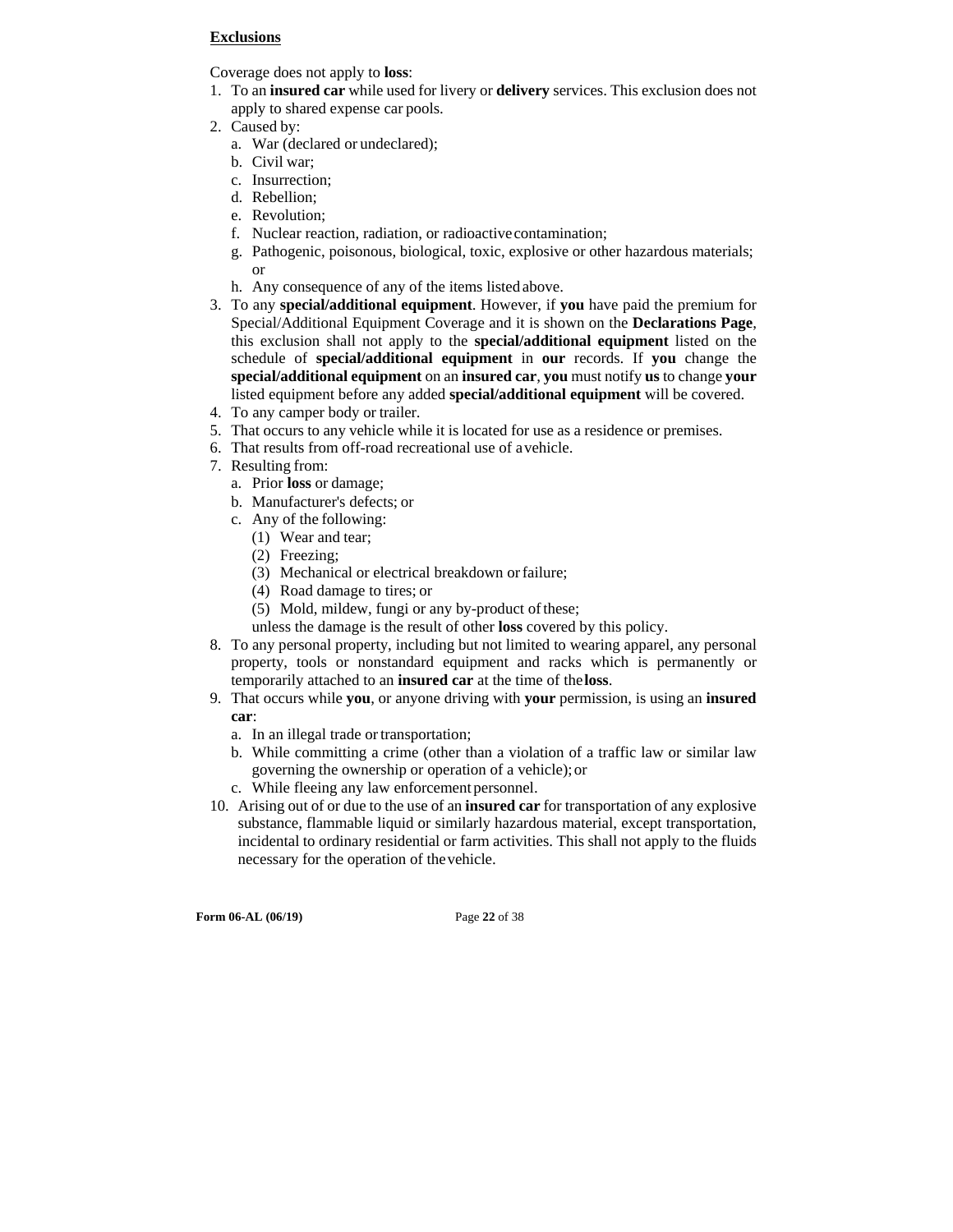<u>**Exclusions**</u>

Coverage does not apply to **loss**:

1. To an **insured car** while used for livery or **delivery** services. This exclusion does not apply to shared expense car pools.
2. Caused by:
   a. War (declared or undeclared);
   b. Civil war;
   c. Insurrection;
   d. Rebellion;
   e. Revolution;
   f. Nuclear reaction, radiation, or radioactive contamination;
   g. Pathogenic, poisonous, biological, toxic, explosive or other hazardous materials; or
   h. Any consequence of any of the items listed above.
3. To any **special/additional equipment**. However, if **you** have paid the premium for Special/Additional Equipment Coverage and it is shown on the **Declarations Page**, this exclusion shall not apply to the **special/additional equipment** listed on the schedule of **special/additional equipment** in **our** records. If **you** change the **special/additional equipment** on an **insured car**, **you** must notify **us** to change **your** listed equipment before any added **special/additional equipment** will be covered.
4. To any camper body or trailer.
5. That occurs to any vehicle while it is located for use as a residence or premises.
6. That results from off-road recreational use of a vehicle.
7. Resulting from:
   a. Prior **loss** or damage;
   b. Manufacturer's defects; or
   c. Any of the following:
      (1) Wear and tear;
      (2) Freezing;
      (3) Mechanical or electrical breakdown or failure;
      (4) Road damage to tires; or
      (5) Mold, mildew, fungi or any by-product of these;

      unless the damage is the result of other **loss** covered by this policy.
8. To any personal property, including but not limited to wearing apparel, any personal property, tools or nonstandard equipment and racks which is permanently or temporarily attached to an **insured car** at the time of the **loss**.
9. That occurs while **you**, or anyone driving with **your** permission, is using an **insured car**:
   a. In an illegal trade or transportation;
   b. While committing a crime (other than a violation of a traffic law or similar law governing the ownership or operation of a vehicle); or
   c. While fleeing any law enforcement personnel.
10. Arising out of or due to the use of an **insured car** for transportation of any explosive substance, flammable liquid or similarly hazardous material, except transportation, incidental to ordinary residential or farm activities. This shall not apply to the fluids necessary for the operation of the vehicle.

**Form 06-AL (06/19)**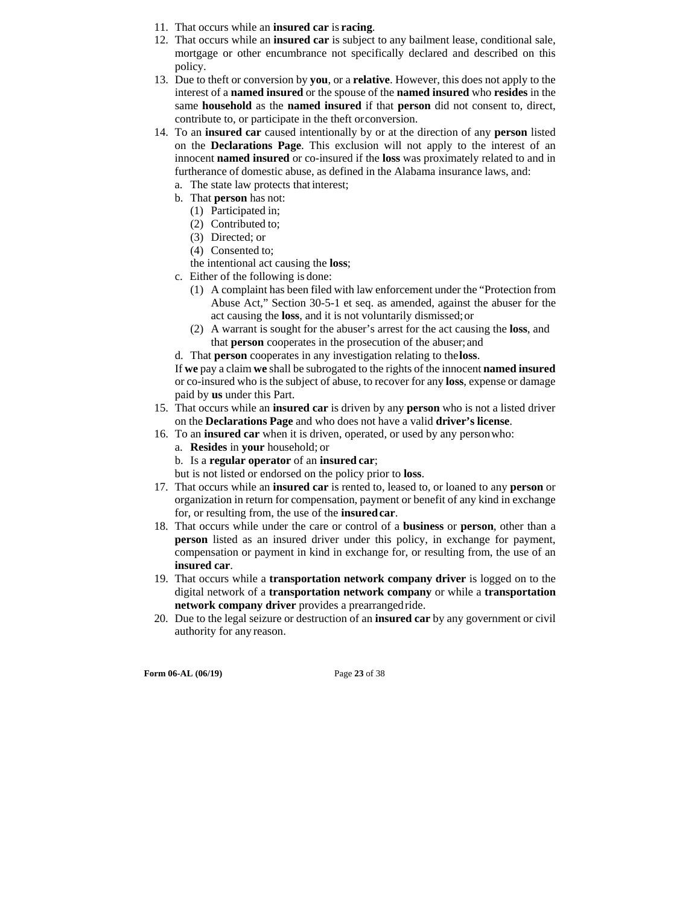11. That occurs while an **insured car** is **racing**.
12. That occurs while an **insured car** is subject to any bailment lease, conditional sale, mortgage or other encumbrance not specifically declared and described on this policy.
13. Due to theft or conversion by **you**, or a **relative**. However, this does not apply to the interest of a **named insured** or the spouse of the **named insured** who **resides** in the same **household** as the **named insured** if that **person** did not consent to, direct, contribute to, or participate in the theft or conversion.
14. To an **insured car** caused intentionally by or at the direction of any **person** listed on the **Declarations Page**. This exclusion will not apply to the interest of an innocent **named insured** or co-insured if the **loss** was proximately related to and in furtherance of domestic abuse, as defined in the Alabama insurance laws, and:
    a. The state law protects that interest;
    b. That **person** has not:
       (1) Participated in;
       (2) Contributed to;
       (3) Directed; or
       (4) Consented to;
       
       the intentional act causing the **loss**;
    c. Either of the following is done:
       (1) A complaint has been filed with law enforcement under the "Protection from Abuse Act," Section 30-5-1 et seq. as amended, against the abuser for the act causing the **loss**, and it is not voluntarily dismissed; or
       (2) A warrant is sought for the abuser's arrest for the act causing the **loss**, and that **person** cooperates in the prosecution of the abuser; and
    d. That **person** cooperates in any investigation relating to the **loss**.
    
    If **we** pay a claim **we** shall be subrogated to the rights of the innocent **named insured** or co-insured who is the subject of abuse, to recover for any **loss**, expense or damage paid by **us** under this Part.
15. That occurs while an **insured car** is driven by any **person** who is not a listed driver on the **Declarations Page** and who does not have a valid **driver's license**.
16. To an **insured car** when it is driven, operated, or used by any person who:
    a. **Resides** in **your** household; or
    b. Is a **regular operator** of an **insured car**;
    
    but is not listed or endorsed on the policy prior to **loss**.
17. That occurs while an **insured car** is rented to, leased to, or loaned to any **person** or organization in return for compensation, payment or benefit of any kind in exchange for, or resulting from, the use of the **insured car**.
18. That occurs while under the care or control of a **business** or **person**, other than a **person** listed as an insured driver under this policy, in exchange for payment, compensation or payment in kind in exchange for, or resulting from, the use of an **insured car**.
19. That occurs while a **transportation network company driver** is logged on to the digital network of a **transportation network company** or while a **transportation network company driver** provides a prearranged ride.
20. Due to the legal seizure or destruction of an **insured car** by any government or civil authority for any reason.

**Form 06-AL (06/19)**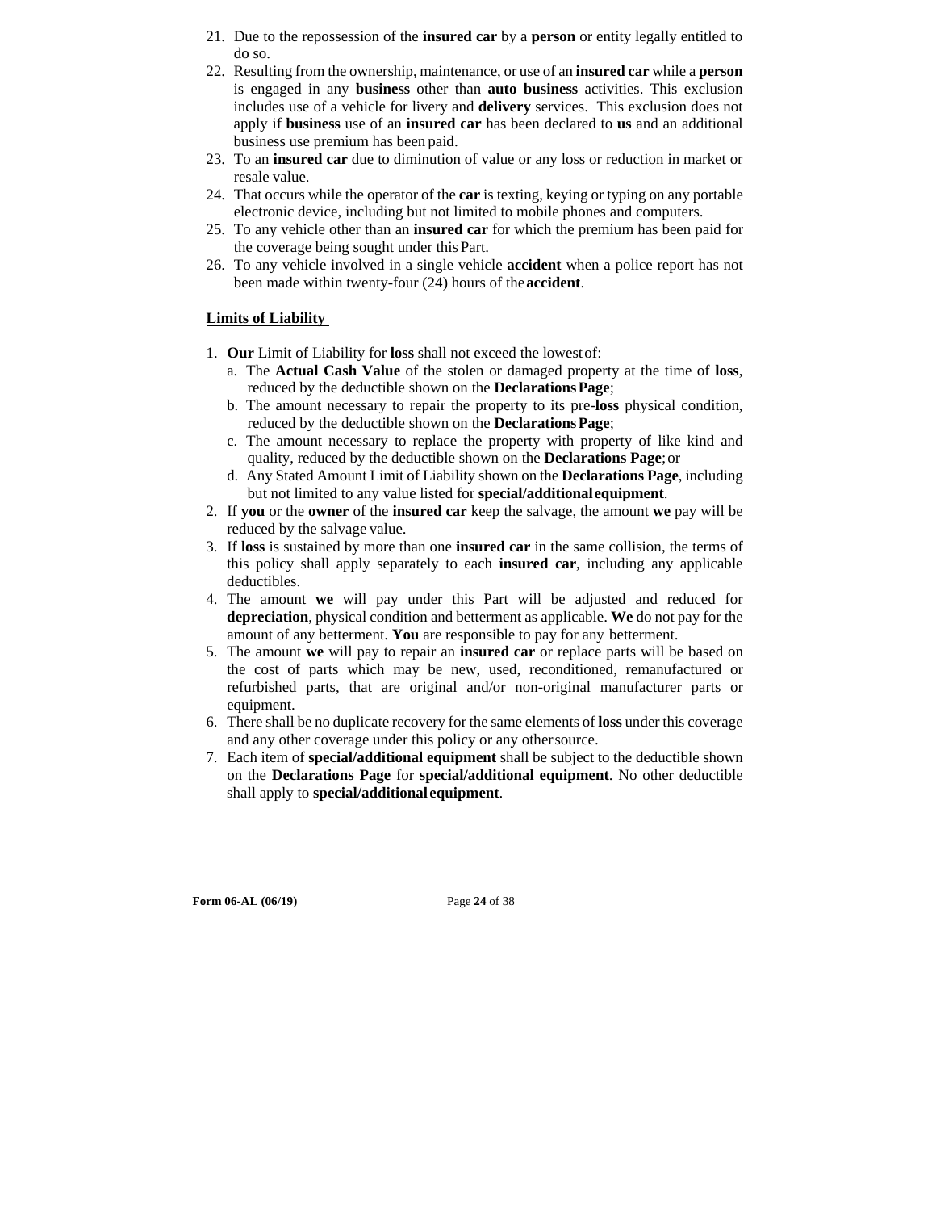21. Due to the repossession of the **insured car** by a **person** or entity legally entitled to do so.
22. Resulting from the ownership, maintenance, or use of an **insured car** while a **person** is engaged in any **business** other than **auto business** activities. This exclusion includes use of a vehicle for livery and **delivery** services. This exclusion does not apply if **business** use of an **insured car** has been declared to **us** and an additional business use premium has been paid.
23. To an **insured car** due to diminution of value or any loss or reduction in market or resale value.
24. That occurs while the operator of the **car** is texting, keying or typing on any portable electronic device, including but not limited to mobile phones and computers.
25. To any vehicle other than an **insured car** for which the premium has been paid for the coverage being sought under this Part.
26. To any vehicle involved in a single vehicle **accident** when a police report has not been made within twenty-four (24) hours of the **accident**.

**Limits of Liability**

1. **Our** Limit of Liability for **loss** shall not exceed the lowest of:
   a. The **Actual Cash Value** of the stolen or damaged property at the time of **loss**, reduced by the deductible shown on the **Declarations Page**;
   b. The amount necessary to repair the property to its pre-**loss** physical condition, reduced by the deductible shown on the **Declarations Page**;
   c. The amount necessary to replace the property with property of like kind and quality, reduced by the deductible shown on the **Declarations Page**; or
   d. Any Stated Amount Limit of Liability shown on the **Declarations Page**, including but not limited to any value listed for **special/additional equipment**.
2. If **you** or the **owner** of the **insured car** keep the salvage, the amount **we** pay will be reduced by the salvage value.
3. If **loss** is sustained by more than one **insured car** in the same collision, the terms of this policy shall apply separately to each **insured car**, including any applicable deductibles.
4. The amount **we** will pay under this Part will be adjusted and reduced for **depreciation**, physical condition and betterment as applicable. **We** do not pay for the amount of any betterment. **You** are responsible to pay for any betterment.
5. The amount **we** will pay to repair an **insured car** or replace parts will be based on the cost of parts which may be new, used, reconditioned, remanufactured or refurbished parts, that are original and/or non-original manufacturer parts or equipment.
6. There shall be no duplicate recovery for the same elements of **loss** under this coverage and any other coverage under this policy or any other source.
7. Each item of **special/additional equipment** shall be subject to the deductible shown on the **Declarations Page** for **special/additional equipment**. No other deductible shall apply to **special/additional equipment**.

**Form 06-AL (06/19)**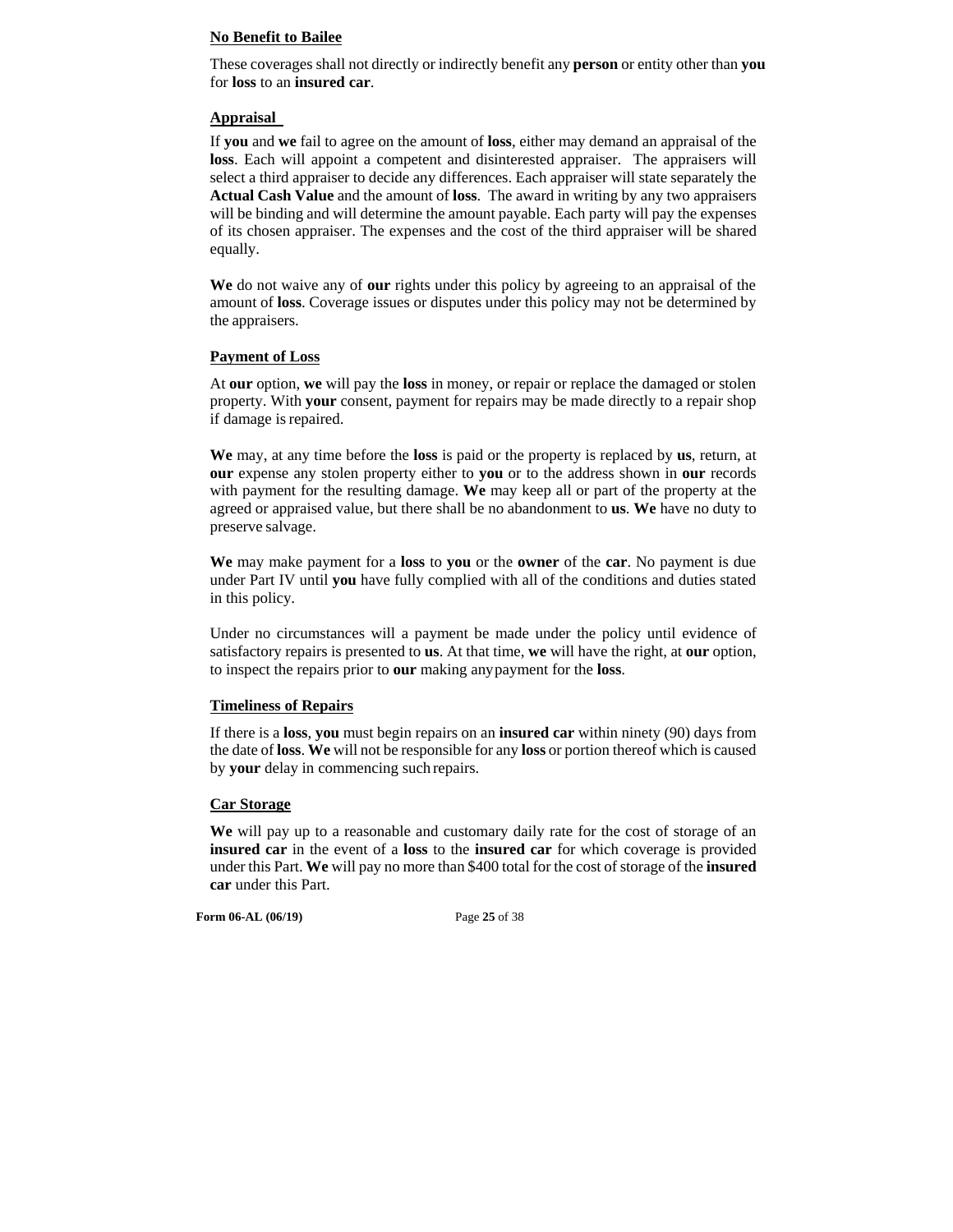**No Benefit to Bailee**

These coverages shall not directly or indirectly benefit any **person** or entity other than **you** for **loss** to an **insured car**.

**Appraisal**

If **you** and **we** fail to agree on the amount of **loss**, either may demand an appraisal of the **loss**. Each will appoint a competent and disinterested appraiser. The appraisers will select a third appraiser to decide any differences. Each appraiser will state separately the **Actual Cash Value** and the amount of **loss**. The award in writing by any two appraisers will be binding and will determine the amount payable. Each party will pay the expenses of its chosen appraiser. The expenses and the cost of the third appraiser will be shared equally.

**We** do not waive any of **our** rights under this policy by agreeing to an appraisal of the amount of **loss**. Coverage issues or disputes under this policy may not be determined by the appraisers.

**Payment of Loss**

At **our** option, **we** will pay the **loss** in money, or repair or replace the damaged or stolen property. With **your** consent, payment for repairs may be made directly to a repair shop if damage is repaired.

**We** may, at any time before the **loss** is paid or the property is replaced by **us**, return, at **our** expense any stolen property either to **you** or to the address shown in **our** records with payment for the resulting damage. **We** may keep all or part of the property at the agreed or appraised value, but there shall be no abandonment to **us**. **We** have no duty to preserve salvage.

**We** may make payment for a **loss** to **you** or the **owner** of the **car**. No payment is due under Part IV until **you** have fully complied with all of the conditions and duties stated in this policy.

Under no circumstances will a payment be made under the policy until evidence of satisfactory repairs is presented to **us**. At that time, **we** will have the right, at **our** option, to inspect the repairs prior to **our** making any payment for the **loss**.

**Timeliness of Repairs**

If there is a **loss**, **you** must begin repairs on an **insured car** within ninety (90) days from the date of **loss**. **We** will not be responsible for any **loss** or portion thereof which is caused by **your** delay in commencing such repairs.

**Car Storage**

**We** will pay up to a reasonable and customary daily rate for the cost of storage of an **insured car** in the event of a **loss** to the **insured car** for which coverage is provided under this Part. **We** will pay no more than $400 total for the cost of storage of the **insured car** under this Part.

**Form 06-AL (06/19)**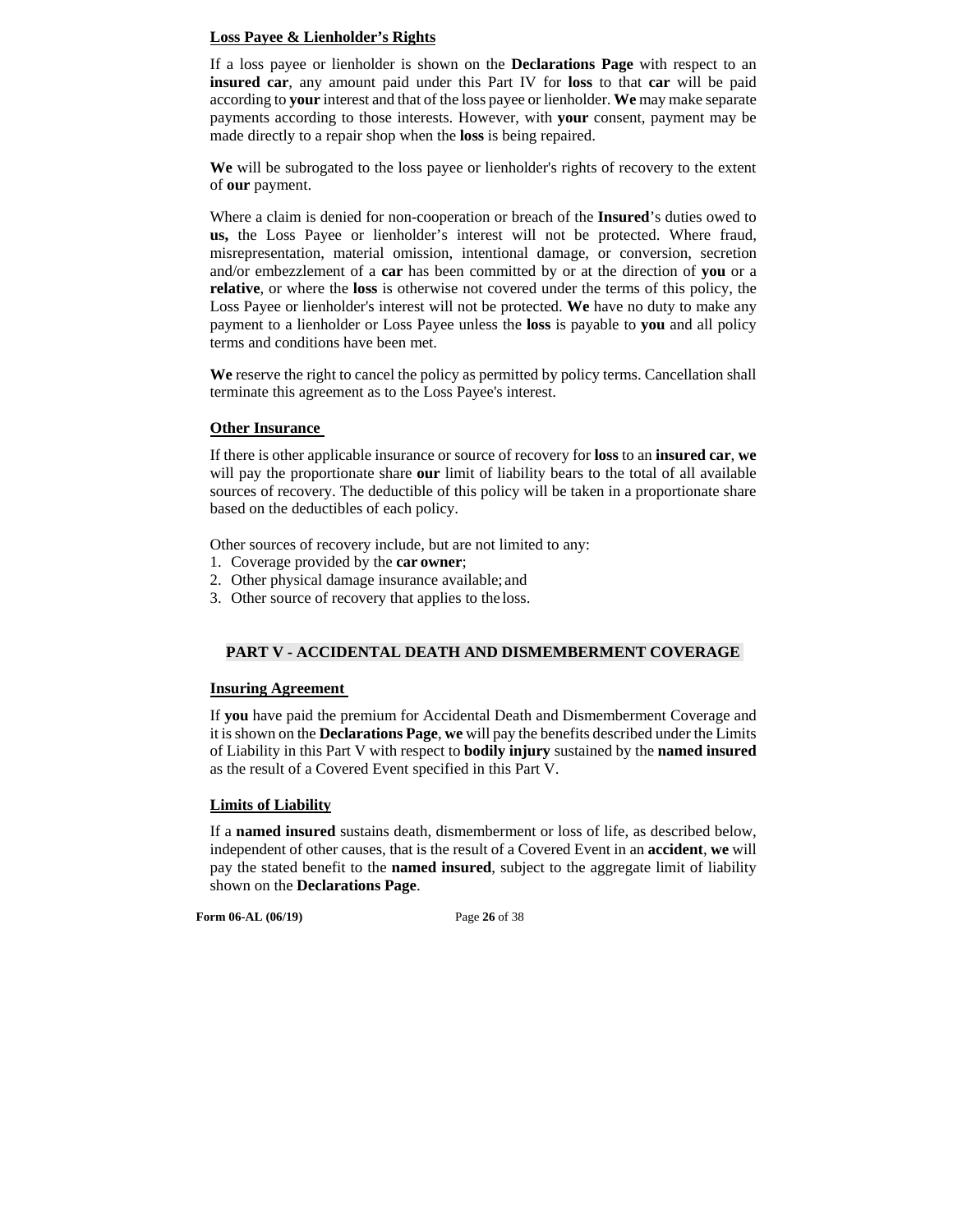**Loss Payee & Lienholder's Rights**

If a loss payee or lienholder is shown on the **Declarations Page** with respect to an **insured car**, any amount paid under this Part IV for **loss** to that **car** will be paid according to **your** interest and that of the loss payee or lienholder. **We** may make separate payments according to those interests. However, with **your** consent, payment may be made directly to a repair shop when the **loss** is being repaired.

**We** will be subrogated to the loss payee or lienholder's rights of recovery to the extent of **our** payment.

Where a claim is denied for non-cooperation or breach of the **Insured**'s duties owed to **us,** the Loss Payee or lienholder's interest will not be protected. Where fraud, misrepresentation, material omission, intentional damage, or conversion, secretion and/or embezzlement of a **car** has been committed by or at the direction of **you** or a **relative**, or where the **loss** is otherwise not covered under the terms of this policy, the Loss Payee or lienholder's interest will not be protected. **We** have no duty to make any payment to a lienholder or Loss Payee unless the **loss** is payable to **you** and all policy terms and conditions have been met.

**We** reserve the right to cancel the policy as permitted by policy terms. Cancellation shall terminate this agreement as to the Loss Payee's interest.

**Other Insurance**

If there is other applicable insurance or source of recovery for **loss** to an **insured car**, **we** will pay the proportionate share **our** limit of liability bears to the total of all available sources of recovery. The deductible of this policy will be taken in a proportionate share based on the deductibles of each policy.

Other sources of recovery include, but are not limited to any:

1. Coverage provided by the **car owner**;
2. Other physical damage insurance available; and
3. Other source of recovery that applies to the loss.

## PART V - ACCIDENTAL DEATH AND DISMEMBERMENT COVERAGE

**Insuring Agreement**

If **you** have paid the premium for Accidental Death and Dismemberment Coverage and it is shown on the **Declarations Page**, **we** will pay the benefits described under the Limits of Liability in this Part V with respect to **bodily injury** sustained by the **named insured** as the result of a Covered Event specified in this Part V.

**Limits of Liability**

If a **named insured** sustains death, dismemberment or loss of life, as described below, independent of other causes, that is the result of a Covered Event in an **accident**, **we** will pay the stated benefit to the **named insured**, subject to the aggregate limit of liability shown on the **Declarations Page**.

Form 06-AL (06/19)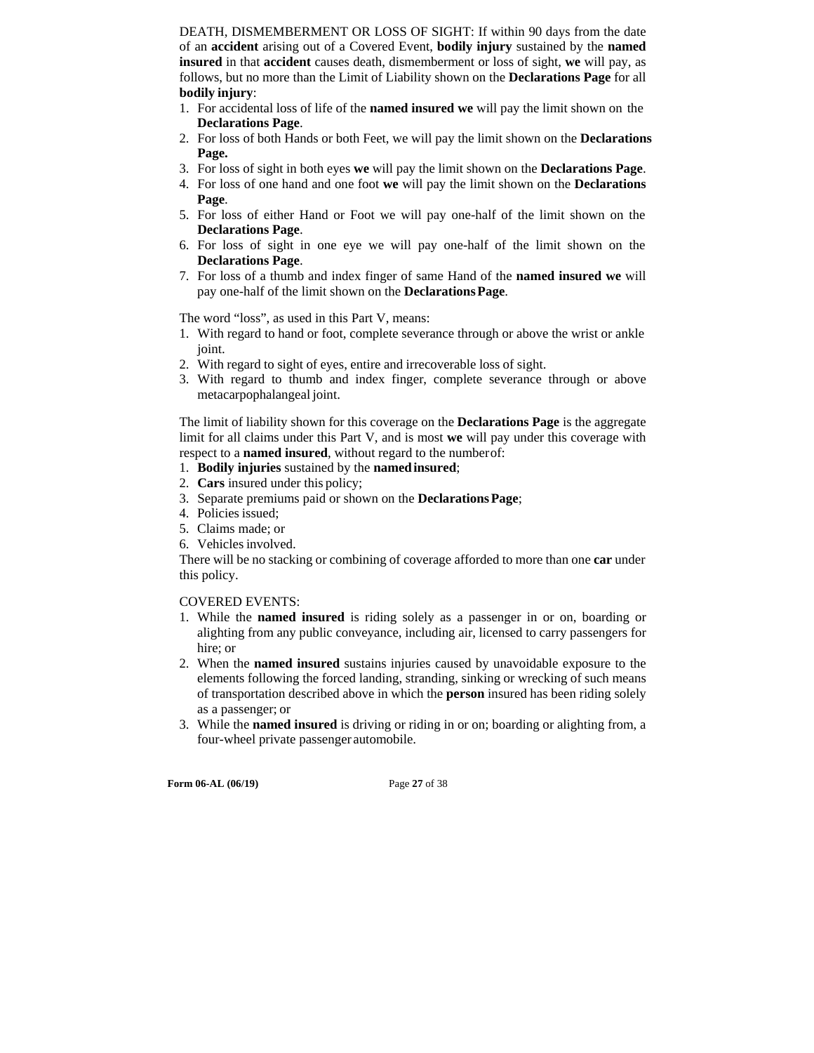DEATH, DISMEMBERMENT OR LOSS OF SIGHT: If within 90 days from the date of an **accident** arising out of a Covered Event, **bodily injury** sustained by the **named insured** in that **accident** causes death, dismemberment or loss of sight, **we** will pay, as follows, but no more than the Limit of Liability shown on the **Declarations Page** for all **bodily injury**:

1. For accidental loss of life of the **named insured we** will pay the limit shown on the **Declarations Page**.
2. For loss of both Hands or both Feet, we will pay the limit shown on the **Declarations Page.**
3. For loss of sight in both eyes **we** will pay the limit shown on the **Declarations Page**.
4. For loss of one hand and one foot **we** will pay the limit shown on the **Declarations Page**.
5. For loss of either Hand or Foot we will pay one-half of the limit shown on the **Declarations Page**.
6. For loss of sight in one eye we will pay one-half of the limit shown on the **Declarations Page**.
7. For loss of a thumb and index finger of same Hand of the **named insured we** will pay one-half of the limit shown on the **Declarations Page**.

The word "loss", as used in this Part V, means:

1. With regard to hand or foot, complete severance through or above the wrist or ankle joint.
2. With regard to sight of eyes, entire and irrecoverable loss of sight.
3. With regard to thumb and index finger, complete severance through or above metacarpophalangeal joint.

The limit of liability shown for this coverage on the **Declarations Page** is the aggregate limit for all claims under this Part V, and is most **we** will pay under this coverage with respect to a **named insured**, without regard to the number of:

1. **Bodily injuries** sustained by the **named insured**;
2. **Cars** insured under this policy;
3. Separate premiums paid or shown on the **Declarations Page**;
4. Policies issued;
5. Claims made; or
6. Vehicles involved.

There will be no stacking or combining of coverage afforded to more than one **car** under this policy.

COVERED EVENTS:

1. While the **named insured** is riding solely as a passenger in or on, boarding or alighting from any public conveyance, including air, licensed to carry passengers for hire; or
2. When the **named insured** sustains injuries caused by unavoidable exposure to the elements following the forced landing, stranding, sinking or wrecking of such means of transportation described above in which the **person** insured has been riding solely as a passenger; or
3. While the **named insured** is driving or riding in or on; boarding or alighting from, a four-wheel private passenger automobile.

**Form 06-AL (06/19)**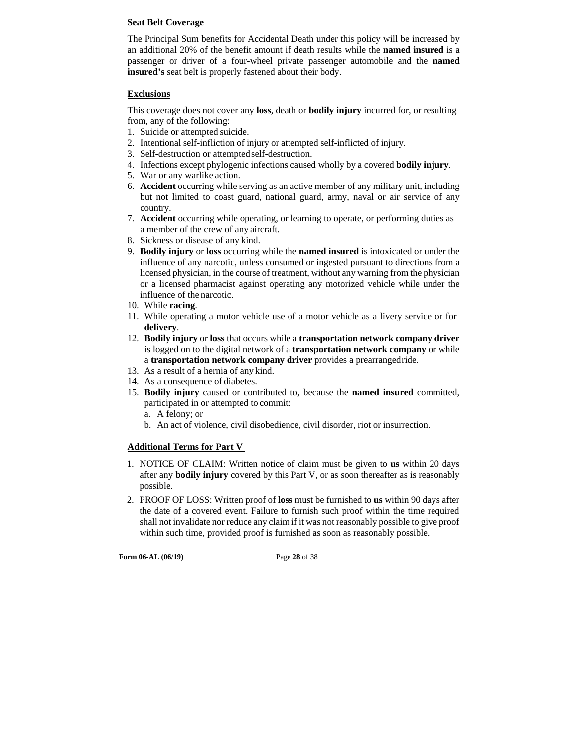**Seat Belt Coverage**

The Principal Sum benefits for Accidental Death under this policy will be increased by an additional 20% of the benefit amount if death results while the **named insured** is a passenger or driver of a four-wheel private passenger automobile and the **named insured's** seat belt is properly fastened about their body.

**Exclusions**

This coverage does not cover any **loss**, death or **bodily injury** incurred for, or resulting from, any of the following:

1. Suicide or attempted suicide.
2. Intentional self-infliction of injury or attempted self-inflicted of injury.
3. Self-destruction or attempted self-destruction.
4. Infections except phylogenic infections caused wholly by a covered **bodily injury**.
5. War or any warlike action.
6. **Accident** occurring while serving as an active member of any military unit, including but not limited to coast guard, national guard, army, naval or air service of any country.
7. **Accident** occurring while operating, or learning to operate, or performing duties as a member of the crew of any aircraft.
8. Sickness or disease of any kind.
9. **Bodily injury** or **loss** occurring while the **named insured** is intoxicated or under the influence of any narcotic, unless consumed or ingested pursuant to directions from a licensed physician, in the course of treatment, without any warning from the physician or a licensed pharmacist against operating any motorized vehicle while under the influence of the narcotic.
10. While **racing**.
11. While operating a motor vehicle use of a motor vehicle as a livery service or for **delivery**.
12. **Bodily injury** or **loss** that occurs while a **transportation network company driver** is logged on to the digital network of a **transportation network company** or while a **transportation network company driver** provides a prearranged ride.
13. As a result of a hernia of any kind.
14. As a consequence of diabetes.
15. **Bodily injury** caused or contributed to, because the **named insured** committed, participated in or attempted to commit:
    a. A felony; or
    b. An act of violence, civil disobedience, civil disorder, riot or insurrection.

**Additional Terms for Part V**

1. NOTICE OF CLAIM: Written notice of claim must be given to **us** within 20 days after any **bodily injury** covered by this Part V, or as soon thereafter as is reasonably possible.
2. PROOF OF LOSS: Written proof of **loss** must be furnished to **us** within 90 days after the date of a covered event. Failure to furnish such proof within the time required shall not invalidate nor reduce any claim if it was not reasonably possible to give proof within such time, provided proof is furnished as soon as reasonably possible.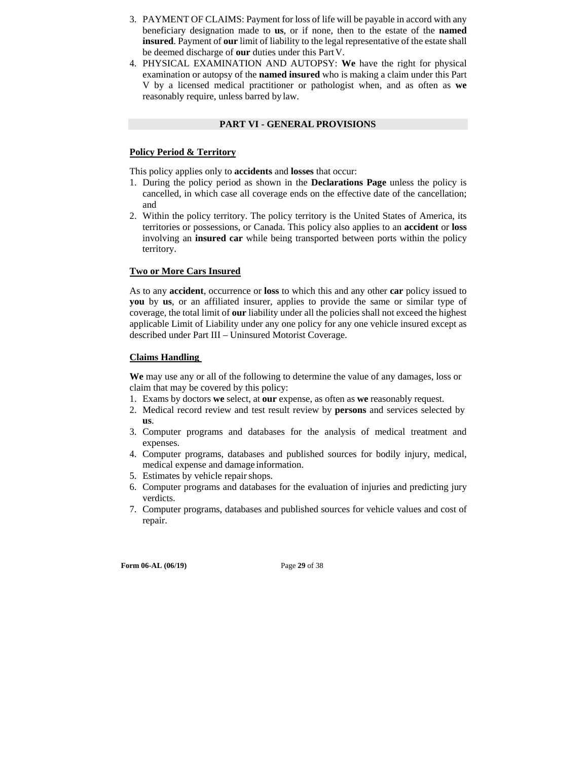3. PAYMENT OF CLAIMS: Payment for loss of life will be payable in accord with any beneficiary designation made to **us**, or if none, then to the estate of the **named insured**. Payment of **our** limit of liability to the legal representative of the estate shall be deemed discharge of **our** duties under this Part V.
4. PHYSICAL EXAMINATION AND AUTOPSY: **We** have the right for physical examination or autopsy of the **named insured** who is making a claim under this Part V by a licensed medical practitioner or pathologist when, and as often as **we** reasonably require, unless barred by law.

## PART VI - GENERAL PROVISIONS

### Policy Period & Territory

This policy applies only to **accidents** and **losses** that occur:

1. During the policy period as shown in the **Declarations Page** unless the policy is cancelled, in which case all coverage ends on the effective date of the cancellation; and
2. Within the policy territory. The policy territory is the United States of America, its territories or possessions, or Canada. This policy also applies to an **accident** or **loss** involving an **insured car** while being transported between ports within the policy territory.

### Two or More Cars Insured

As to any **accident**, occurrence or **loss** to which this and any other **car** policy issued to **you** by **us**, or an affiliated insurer, applies to provide the same or similar type of coverage, the total limit of **our** liability under all the policies shall not exceed the highest applicable Limit of Liability under any one policy for any one vehicle insured except as described under Part III – Uninsured Motorist Coverage.

### Claims Handling

**We** may use any or all of the following to determine the value of any damages, loss or claim that may be covered by this policy:

1. Exams by doctors **we** select, at **our** expense, as often as **we** reasonably request.
2. Medical record review and test result review by **persons** and services selected by **us**.
3. Computer programs and databases for the analysis of medical treatment and expenses.
4. Computer programs, databases and published sources for bodily injury, medical, medical expense and damage information.
5. Estimates by vehicle repair shops.
6. Computer programs and databases for the evaluation of injuries and predicting jury verdicts.
7. Computer programs, databases and published sources for vehicle values and cost of repair.

Form 06-AL (06/19)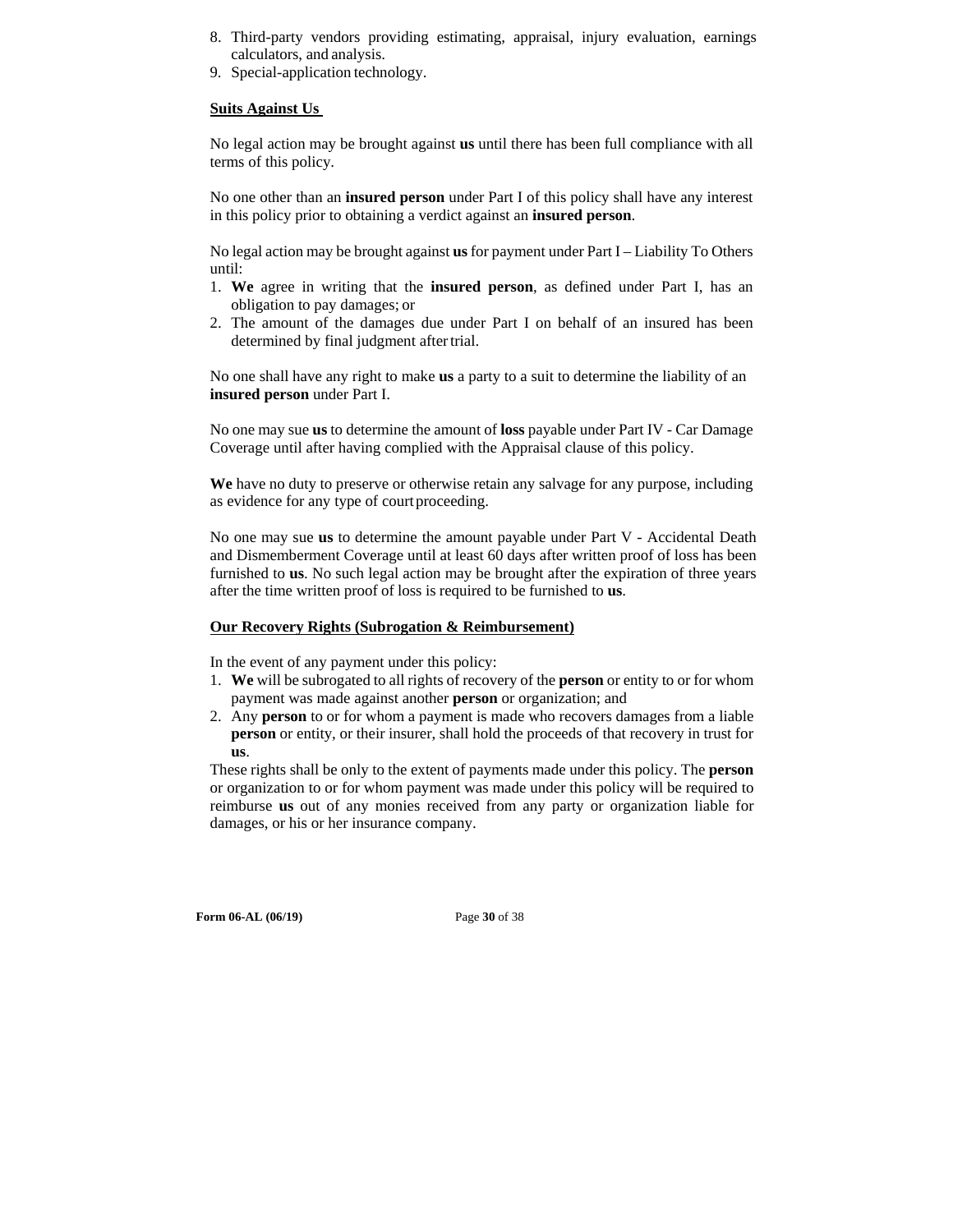8. Third-party vendors providing estimating, appraisal, injury evaluation, earnings calculators, and analysis.
9. Special-application technology.

**Suits Against Us**

No legal action may be brought against **us** until there has been full compliance with all terms of this policy.

No one other than an **insured person** under Part I of this policy shall have any interest in this policy prior to obtaining a verdict against an **insured person**.

No legal action may be brought against **us** for payment under Part I – Liability To Others until:

1. **We** agree in writing that the **insured person**, as defined under Part I, has an obligation to pay damages; or
2. The amount of the damages due under Part I on behalf of an insured has been determined by final judgment after trial.

No one shall have any right to make **us** a party to a suit to determine the liability of an **insured person** under Part I.

No one may sue **us** to determine the amount of **loss** payable under Part IV - Car Damage Coverage until after having complied with the Appraisal clause of this policy.

**We** have no duty to preserve or otherwise retain any salvage for any purpose, including as evidence for any type of court proceeding.

No one may sue **us** to determine the amount payable under Part V - Accidental Death and Dismemberment Coverage until at least 60 days after written proof of loss has been furnished to **us**. No such legal action may be brought after the expiration of three years after the time written proof of loss is required to be furnished to **us**.

**Our Recovery Rights (Subrogation & Reimbursement)**

In the event of any payment under this policy:

1. **We** will be subrogated to all rights of recovery of the **person** or entity to or for whom payment was made against another **person** or organization; and
2. Any **person** to or for whom a payment is made who recovers damages from a liable **person** or entity, or their insurer, shall hold the proceeds of that recovery in trust for **us**.

These rights shall be only to the extent of payments made under this policy. The **person** or organization to or for whom payment was made under this policy will be required to reimburse **us** out of any monies received from any party or organization liable for damages, or his or her insurance company.

**Form 06-AL (06/19)**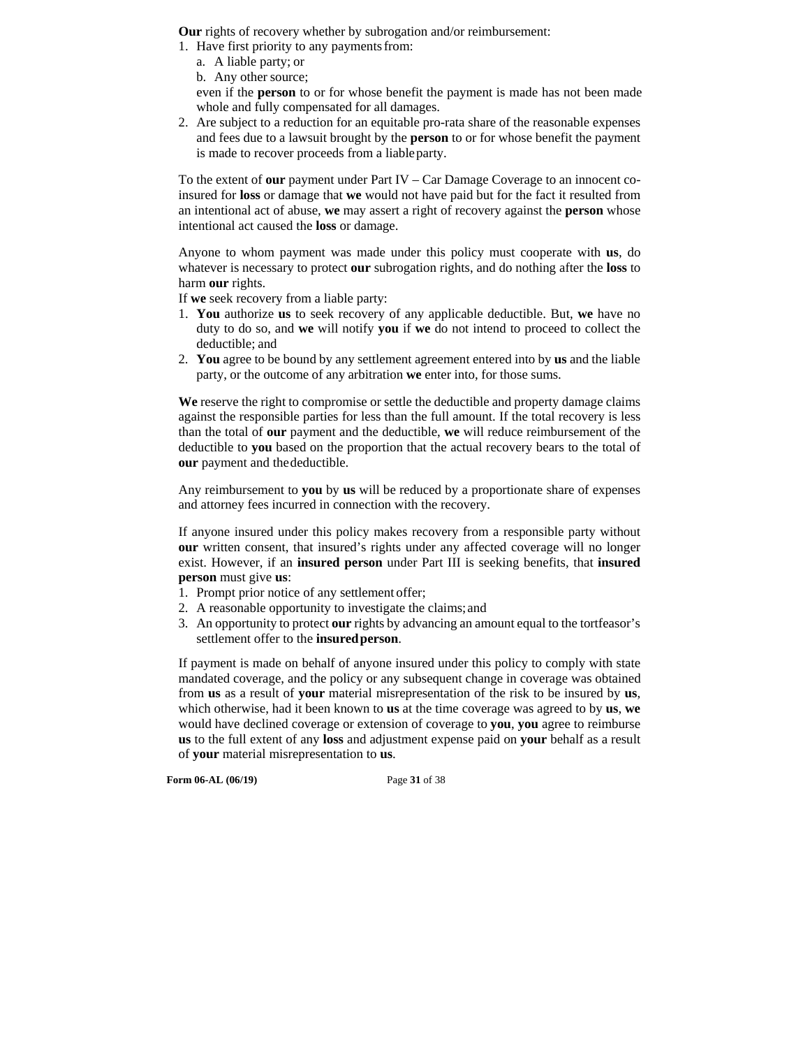**Our** rights of recovery whether by subrogation and/or reimbursement:

1. Have first priority to any payments from:
   a. A liable party; or
   b. Any other source;

   even if the **person** to or for whose benefit the payment is made has not been made whole and fully compensated for all damages.
2. Are subject to a reduction for an equitable pro-rata share of the reasonable expenses and fees due to a lawsuit brought by the **person** to or for whose benefit the payment is made to recover proceeds from a liable party.

To the extent of **our** payment under Part IV – Car Damage Coverage to an innocent co-insured for **loss** or damage that **we** would not have paid but for the fact it resulted from an intentional act of abuse, **we** may assert a right of recovery against the **person** whose intentional act caused the **loss** or damage.

Anyone to whom payment was made under this policy must cooperate with **us**, do whatever is necessary to protect **our** subrogation rights, and do nothing after the **loss** to harm **our** rights.

If **we** seek recovery from a liable party:

1. **You** authorize **us** to seek recovery of any applicable deductible. But, **we** have no duty to do so, and **we** will notify **you** if **we** do not intend to proceed to collect the deductible; and
2. **You** agree to be bound by any settlement agreement entered into by **us** and the liable party, or the outcome of any arbitration **we** enter into, for those sums.

**We** reserve the right to compromise or settle the deductible and property damage claims against the responsible parties for less than the full amount. If the total recovery is less than the total of **our** payment and the deductible, **we** will reduce reimbursement of the deductible to **you** based on the proportion that the actual recovery bears to the total of **our** payment and the deductible.

Any reimbursement to **you** by **us** will be reduced by a proportionate share of expenses and attorney fees incurred in connection with the recovery.

If anyone insured under this policy makes recovery from a responsible party without **our** written consent, that insured's rights under any affected coverage will no longer exist. However, if an **insured person** under Part III is seeking benefits, that **insured person** must give **us**:

1. Prompt prior notice of any settlement offer;
2. A reasonable opportunity to investigate the claims; and
3. An opportunity to protect **our** rights by advancing an amount equal to the tortfeasor's settlement offer to the **insured person**.

If payment is made on behalf of anyone insured under this policy to comply with state mandated coverage, and the policy or any subsequent change in coverage was obtained from **us** as a result of **your** material misrepresentation of the risk to be insured by **us**, which otherwise, had it been known to **us** at the time coverage was agreed to by **us**, **we** would have declined coverage or extension of coverage to **you**, **you** agree to reimburse **us** to the full extent of any **loss** and adjustment expense paid on **your** behalf as a result of **your** material misrepresentation to **us**.

**Form 06-AL (06/19)**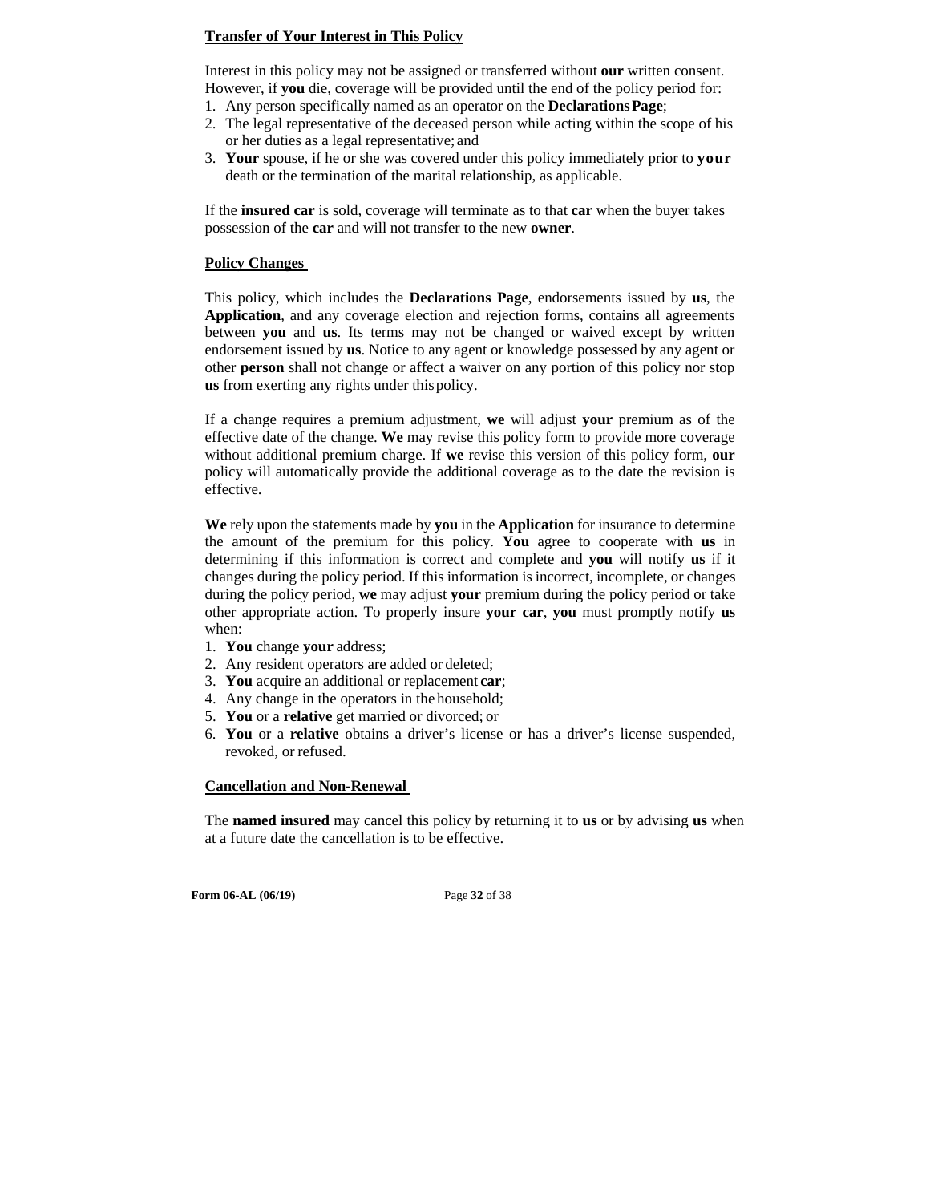### Transfer of Your Interest in This Policy

Interest in this policy may not be assigned or transferred without **our** written consent. However, if **you** die, coverage will be provided until the end of the policy period for:

1. Any person specifically named as an operator on the **Declarations Page**;
2. The legal representative of the deceased person while acting within the scope of his or her duties as a legal representative; and
3. **Your** spouse, if he or she was covered under this policy immediately prior to **your** death or the termination of the marital relationship, as applicable.

If the **insured car** is sold, coverage will terminate as to that **car** when the buyer takes possession of the **car** and will not transfer to the new **owner**.

### Policy Changes

This policy, which includes the **Declarations Page**, endorsements issued by **us**, the **Application**, and any coverage election and rejection forms, contains all agreements between **you** and **us**. Its terms may not be changed or waived except by written endorsement issued by **us**. Notice to any agent or knowledge possessed by any agent or other **person** shall not change or affect a waiver on any portion of this policy nor stop **us** from exerting any rights under this policy.

If a change requires a premium adjustment, **we** will adjust **your** premium as of the effective date of the change. **We** may revise this policy form to provide more coverage without additional premium charge. If **we** revise this version of this policy form, **our** policy will automatically provide the additional coverage as to the date the revision is effective.

**We** rely upon the statements made by **you** in the **Application** for insurance to determine the amount of the premium for this policy. **You** agree to cooperate with **us** in determining if this information is correct and complete and **you** will notify **us** if it changes during the policy period. If this information is incorrect, incomplete, or changes during the policy period, **we** may adjust **your** premium during the policy period or take other appropriate action. To properly insure **your car**, **you** must promptly notify **us** when:

1. **You** change **your** address;
2. Any resident operators are added or deleted;
3. **You** acquire an additional or replacement **car**;
4. Any change in the operators in the household;
5. **You** or a **relative** get married or divorced; or
6. **You** or a **relative** obtains a driver's license or has a driver's license suspended, revoked, or refused.

### Cancellation and Non-Renewal

The **named insured** may cancel this policy by returning it to **us** or by advising **us** when at a future date the cancellation is to be effective.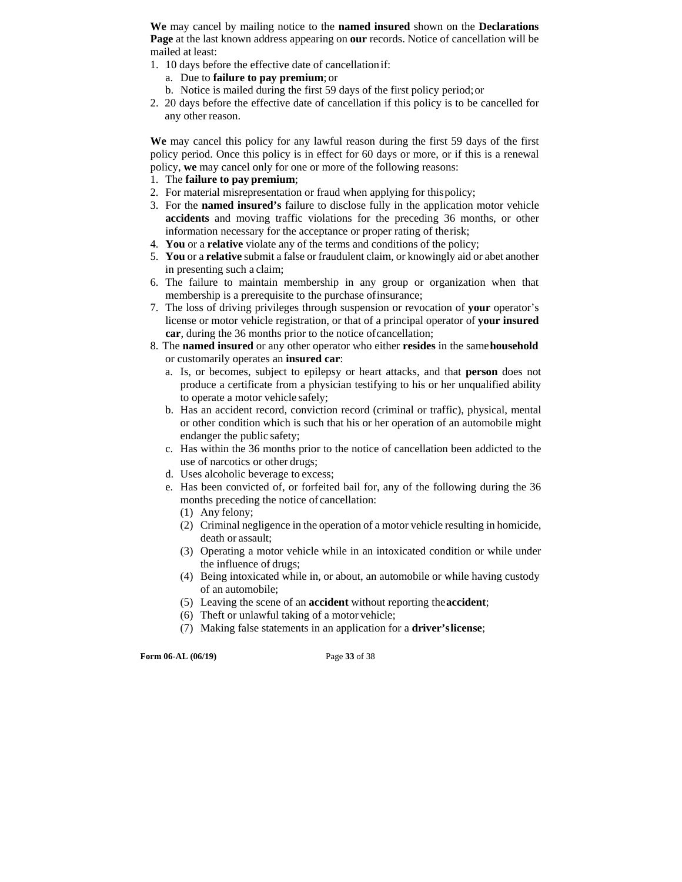**We** may cancel by mailing notice to the **named insured** shown on the **Declarations Page** at the last known address appearing on **our** records. Notice of cancellation will be mailed at least:

1. 10 days before the effective date of cancellation if:
   a. Due to **failure to pay premium**; or
   b. Notice is mailed during the first 59 days of the first policy period; or
2. 20 days before the effective date of cancellation if this policy is to be cancelled for any other reason.

**We** may cancel this policy for any lawful reason during the first 59 days of the first policy period. Once this policy is in effect for 60 days or more, or if this is a renewal policy, **we** may cancel only for one or more of the following reasons:

1. The **failure to pay premium**;
2. For material misrepresentation or fraud when applying for this policy;
3. For the **named insured's** failure to disclose fully in the application motor vehicle **accidents** and moving traffic violations for the preceding 36 months, or other information necessary for the acceptance or proper rating of the risk;
4. **You** or a **relative** violate any of the terms and conditions of the policy;
5. **You** or a **relative** submit a false or fraudulent claim, or knowingly aid or abet another in presenting such a claim;
6. The failure to maintain membership in any group or organization when that membership is a prerequisite to the purchase of insurance;
7. The loss of driving privileges through suspension or revocation of **your** operator's license or motor vehicle registration, or that of a principal operator of **your insured car**, during the 36 months prior to the notice of cancellation;
8. The **named insured** or any other operator who either **resides** in the same **household** or customarily operates an **insured car**:
   a. Is, or becomes, subject to epilepsy or heart attacks, and that **person** does not produce a certificate from a physician testifying to his or her unqualified ability to operate a motor vehicle safely;
   b. Has an accident record, conviction record (criminal or traffic), physical, mental or other condition which is such that his or her operation of an automobile might endanger the public safety;
   c. Has within the 36 months prior to the notice of cancellation been addicted to the use of narcotics or other drugs;
   d. Uses alcoholic beverage to excess;
   e. Has been convicted of, or forfeited bail for, any of the following during the 36 months preceding the notice of cancellation:
      (1) Any felony;
      (2) Criminal negligence in the operation of a motor vehicle resulting in homicide, death or assault;
      (3) Operating a motor vehicle while in an intoxicated condition or while under the influence of drugs;
      (4) Being intoxicated while in, or about, an automobile or while having custody of an automobile;
      (5) Leaving the scene of an **accident** without reporting the **accident**;
      (6) Theft or unlawful taking of a motor vehicle;
      (7) Making false statements in an application for a **driver's license**;

Form 06-AL (06/19)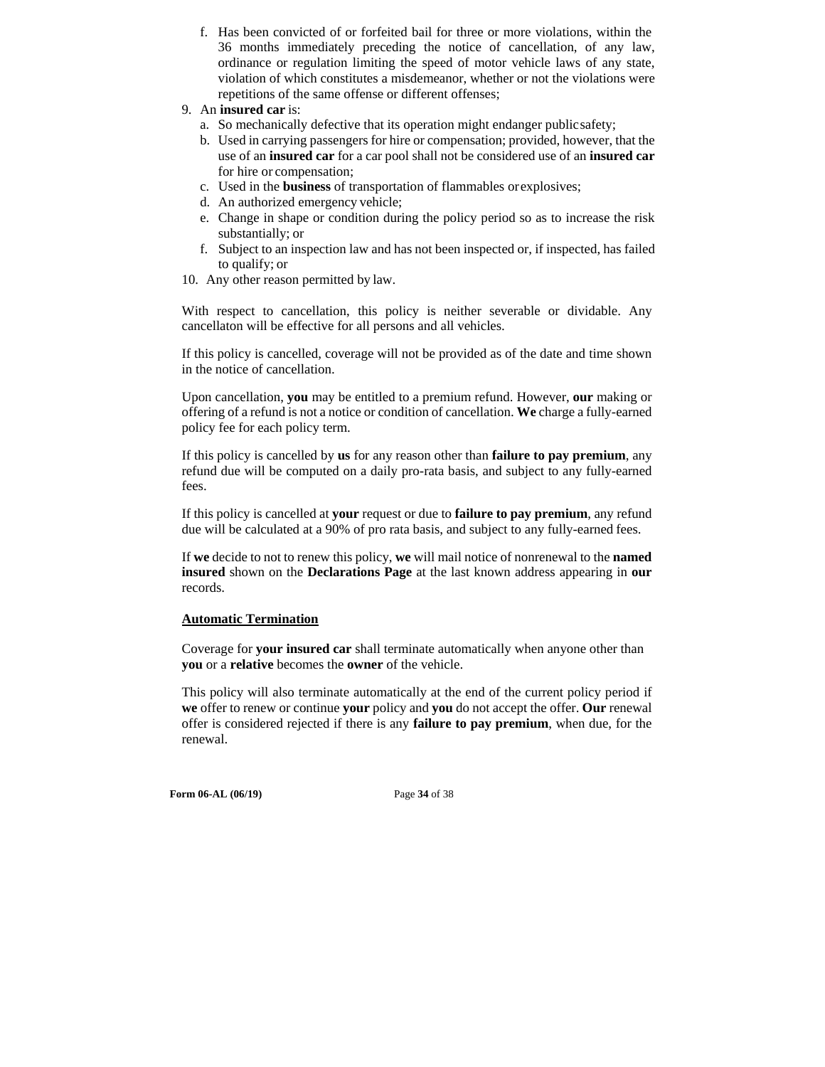f. Has been convicted of or forfeited bail for three or more violations, within the 36 months immediately preceding the notice of cancellation, of any law, ordinance or regulation limiting the speed of motor vehicle laws of any state, violation of which constitutes a misdemeanor, whether or not the violations were repetitions of the same offense or different offenses;

9. An **insured car** is:
   a. So mechanically defective that its operation might endanger public safety;
   b. Used in carrying passengers for hire or compensation; provided, however, that the use of an **insured car** for a car pool shall not be considered use of an **insured car** for hire or compensation;
   c. Used in the **business** of transportation of flammables or explosives;
   d. An authorized emergency vehicle;
   e. Change in shape or condition during the policy period so as to increase the risk substantially; or
   f. Subject to an inspection law and has not been inspected or, if inspected, has failed to qualify; or
10. Any other reason permitted by law.

With respect to cancellation, this policy is neither severable or dividable. Any cancellaton will be effective for all persons and all vehicles.

If this policy is cancelled, coverage will not be provided as of the date and time shown in the notice of cancellation.

Upon cancellation, **you** may be entitled to a premium refund. However, **our** making or offering of a refund is not a notice or condition of cancellation. **We** charge a fully-earned policy fee for each policy term.

If this policy is cancelled by **us** for any reason other than **failure to pay premium**, any refund due will be computed on a daily pro-rata basis, and subject to any fully-earned fees.

If this policy is cancelled at **your** request or due to **failure to pay premium**, any refund due will be calculated at a 90% of pro rata basis, and subject to any fully-earned fees.

If **we** decide to not to renew this policy, **we** will mail notice of nonrenewal to the **named insured** shown on the **Declarations Page** at the last known address appearing in **our** records.

**Automatic Termination**

Coverage for **your insured car** shall terminate automatically when anyone other than **you** or a **relative** becomes the **owner** of the vehicle.

This policy will also terminate automatically at the end of the current policy period if **we** offer to renew or continue **your** policy and **you** do not accept the offer. **Our** renewal offer is considered rejected if there is any **failure to pay premium**, when due, for the renewal.

**Form 06-AL (06/19)**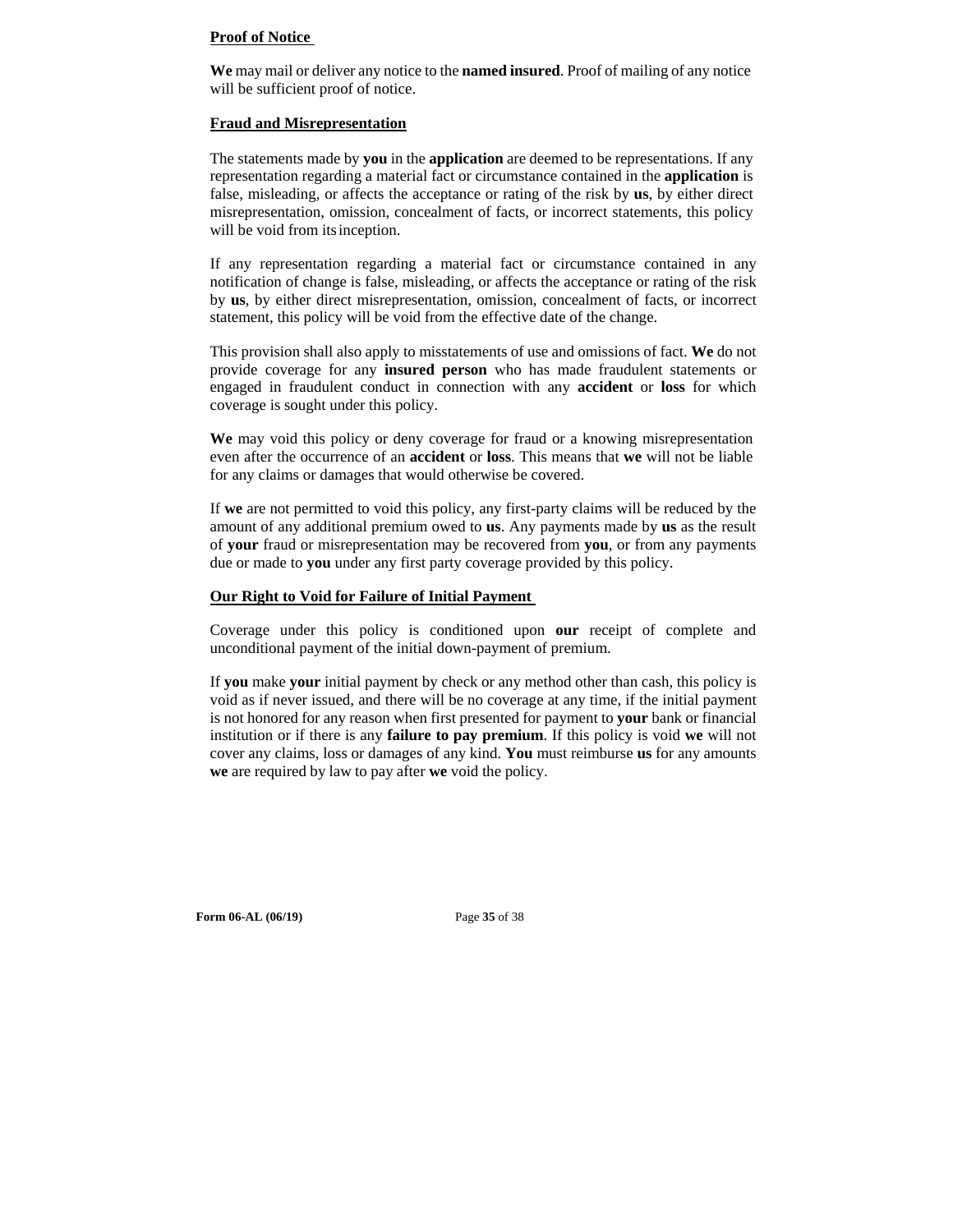**Proof of Notice**

**We** may mail or deliver any notice to the **named insured**. Proof of mailing of any notice will be sufficient proof of notice.

**Fraud and Misrepresentation**

The statements made by **you** in the **application** are deemed to be representations. If any representation regarding a material fact or circumstance contained in the **application** is false, misleading, or affects the acceptance or rating of the risk by **us**, by either direct misrepresentation, omission, concealment of facts, or incorrect statements, this policy will be void from its inception.

If any representation regarding a material fact or circumstance contained in any notification of change is false, misleading, or affects the acceptance or rating of the risk by **us**, by either direct misrepresentation, omission, concealment of facts, or incorrect statement, this policy will be void from the effective date of the change.

This provision shall also apply to misstatements of use and omissions of fact. **We** do not provide coverage for any **insured person** who has made fraudulent statements or engaged in fraudulent conduct in connection with any **accident** or **loss** for which coverage is sought under this policy.

**We** may void this policy or deny coverage for fraud or a knowing misrepresentation even after the occurrence of an **accident** or **loss**. This means that **we** will not be liable for any claims or damages that would otherwise be covered.

If **we** are not permitted to void this policy, any first-party claims will be reduced by the amount of any additional premium owed to **us**. Any payments made by **us** as the result of **your** fraud or misrepresentation may be recovered from **you**, or from any payments due or made to **you** under any first party coverage provided by this policy.

**Our Right to Void for Failure of Initial Payment**

Coverage under this policy is conditioned upon **our** receipt of complete and unconditional payment of the initial down-payment of premium.

If **you** make **your** initial payment by check or any method other than cash, this policy is void as if never issued, and there will be no coverage at any time, if the initial payment is not honored for any reason when first presented for payment to **your** bank or financial institution or if there is any **failure to pay premium**. If this policy is void **we** will not cover any claims, loss or damages of any kind. **You** must reimburse **us** for any amounts **we** are required by law to pay after **we** void the policy.

**Form 06-AL (06/19)**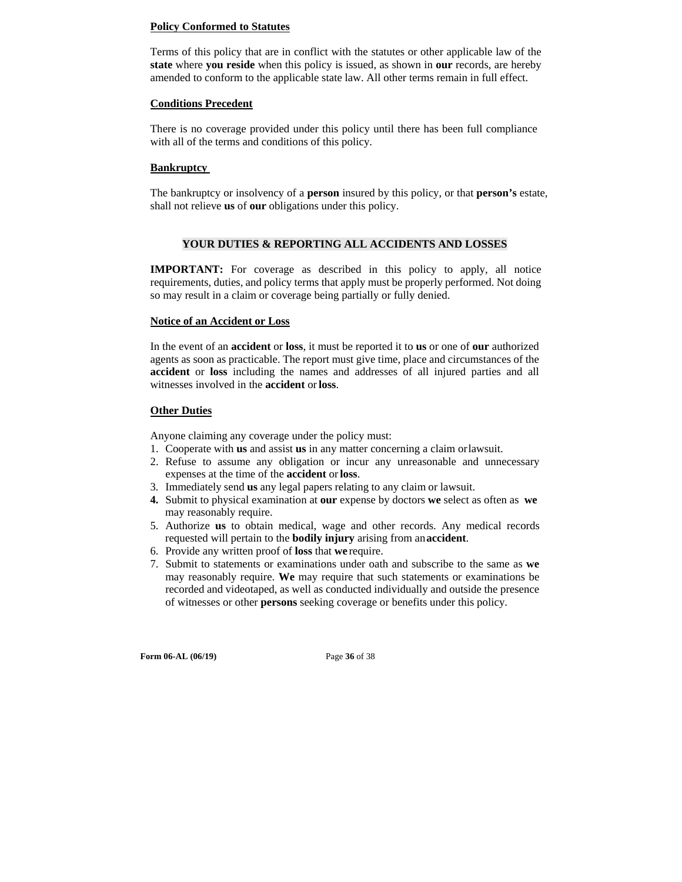**Policy Conformed to Statutes**

Terms of this policy that are in conflict with the statutes or other applicable law of the **state** where **you reside** when this policy is issued, as shown in **our** records, are hereby amended to conform to the applicable state law. All other terms remain in full effect.

**Conditions Precedent**

There is no coverage provided under this policy until there has been full compliance with all of the terms and conditions of this policy.

**Bankruptcy**

The bankruptcy or insolvency of a **person** insured by this policy, or that **person's** estate, shall not relieve **us** of **our** obligations under this policy.

## YOUR DUTIES & REPORTING ALL ACCIDENTS AND LOSSES

**IMPORTANT:** For coverage as described in this policy to apply, all notice requirements, duties, and policy terms that apply must be properly performed. Not doing so may result in a claim or coverage being partially or fully denied.

**Notice of an Accident or Loss**

In the event of an **accident** or **loss**, it must be reported it to **us** or one of **our** authorized agents as soon as practicable. The report must give time, place and circumstances of the **accident** or **loss** including the names and addresses of all injured parties and all witnesses involved in the **accident** or **loss**.

**Other Duties**

Anyone claiming any coverage under the policy must:

1. Cooperate with **us** and assist **us** in any matter concerning a claim or lawsuit.
2. Refuse to assume any obligation or incur any unreasonable and unnecessary expenses at the time of the **accident** or **loss**.
3. Immediately send **us** any legal papers relating to any claim or lawsuit.
4. Submit to physical examination at **our** expense by doctors **we** select as often as **we** may reasonably require.
5. Authorize **us** to obtain medical, wage and other records. Any medical records requested will pertain to the **bodily injury** arising from an **accident**.
6. Provide any written proof of **loss** that **we** require.
7. Submit to statements or examinations under oath and subscribe to the same as **we** may reasonably require. **We** may require that such statements or examinations be recorded and videotaped, as well as conducted individually and outside the presence of witnesses or other **persons** seeking coverage or benefits under this policy.

**Form 06-AL (06/19)**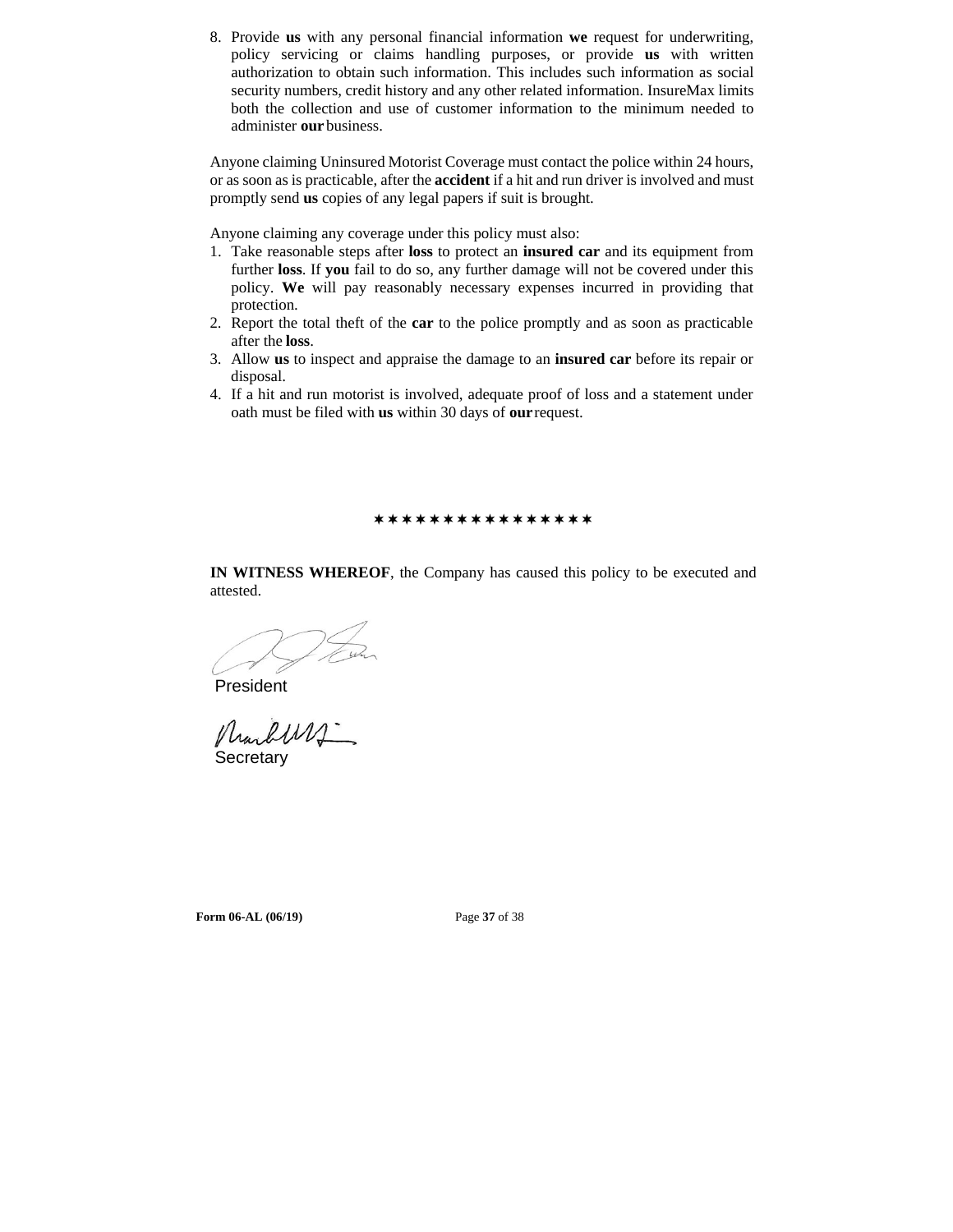8. Provide **us** with any personal financial information **we** request for underwriting, policy servicing or claims handling purposes, or provide **us** with written authorization to obtain such information. This includes such information as social security numbers, credit history and any other related information. InsureMax limits both the collection and use of customer information to the minimum needed to administer **our** business.

Anyone claiming Uninsured Motorist Coverage must contact the police within 24 hours, or as soon as is practicable, after the **accident** if a hit and run driver is involved and must promptly send **us** copies of any legal papers if suit is brought.

Anyone claiming any coverage under this policy must also:

1. Take reasonable steps after **loss** to protect an **insured car** and its equipment from further **loss**. If **you** fail to do so, any further damage will not be covered under this policy. **We** will pay reasonably necessary expenses incurred in providing that protection.
2. Report the total theft of the **car** to the police promptly and as soon as practicable after the **loss**.
3. Allow **us** to inspect and appraise the damage to an **insured car** before its repair or disposal.
4. If a hit and run motorist is involved, adequate proof of loss and a statement under oath must be filed with **us** within 30 days of **our** request.

✶ ✶ ✶ ✶ ✶ ✶ ✶ ✶ ✶ ✶ ✶ ✶ ✶ ✶ ✶ ✶

**IN WITNESS WHEREOF**, the Company has caused this policy to be executed and attested.

President

Secretary

**Form 06-AL (06/19)**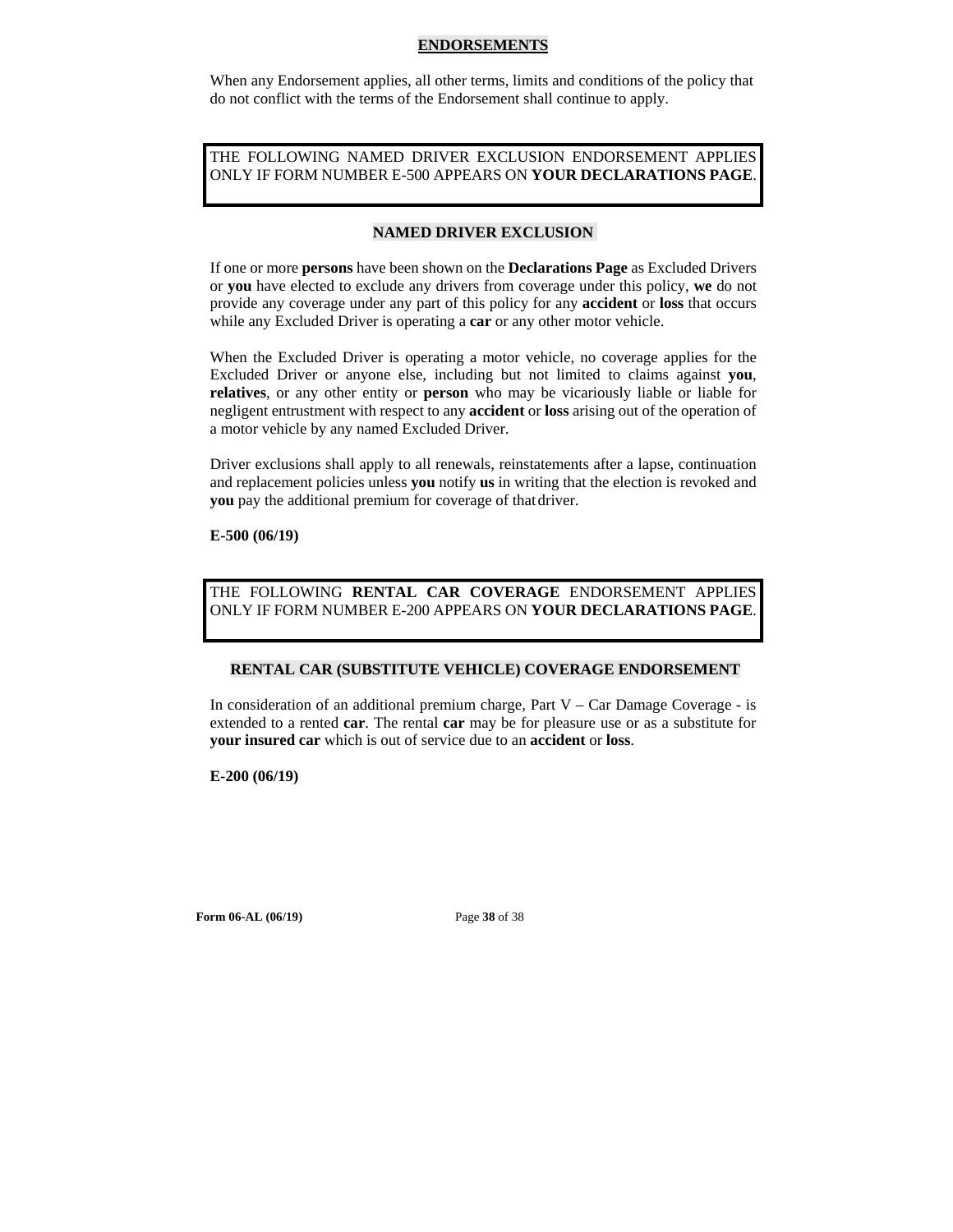## ENDORSEMENTS

When any Endorsement applies, all other terms, limits and conditions of the policy that do not conflict with the terms of the Endorsement shall continue to apply.

THE FOLLOWING NAMED DRIVER EXCLUSION ENDORSEMENT APPLIES ONLY IF FORM NUMBER E-500 APPEARS ON **YOUR DECLARATIONS PAGE**.

### NAMED DRIVER EXCLUSION

If one or more **persons** have been shown on the **Declarations Page** as Excluded Drivers or **you** have elected to exclude any drivers from coverage under this policy, **we** do not provide any coverage under any part of this policy for any **accident** or **loss** that occurs while any Excluded Driver is operating a **car** or any other motor vehicle.

When the Excluded Driver is operating a motor vehicle, no coverage applies for the Excluded Driver or anyone else, including but not limited to claims against **you**, **relatives**, or any other entity or **person** who may be vicariously liable or liable for negligent entrustment with respect to any **accident** or **loss** arising out of the operation of a motor vehicle by any named Excluded Driver.

Driver exclusions shall apply to all renewals, reinstatements after a lapse, continuation and replacement policies unless **you** notify **us** in writing that the election is revoked and **you** pay the additional premium for coverage of that driver.

**E-500 (06/19)**

THE FOLLOWING **RENTAL CAR COVERAGE** ENDORSEMENT APPLIES ONLY IF FORM NUMBER E-200 APPEARS ON **YOUR DECLARATIONS PAGE**.

### RENTAL CAR (SUBSTITUTE VEHICLE) COVERAGE ENDORSEMENT

In consideration of an additional premium charge, Part V – Car Damage Coverage - is extended to a rented **car**. The rental **car** may be for pleasure use or as a substitute for **your insured car** which is out of service due to an **accident** or **loss**.

**E-200 (06/19)**

**Form 06-AL (06/19)**